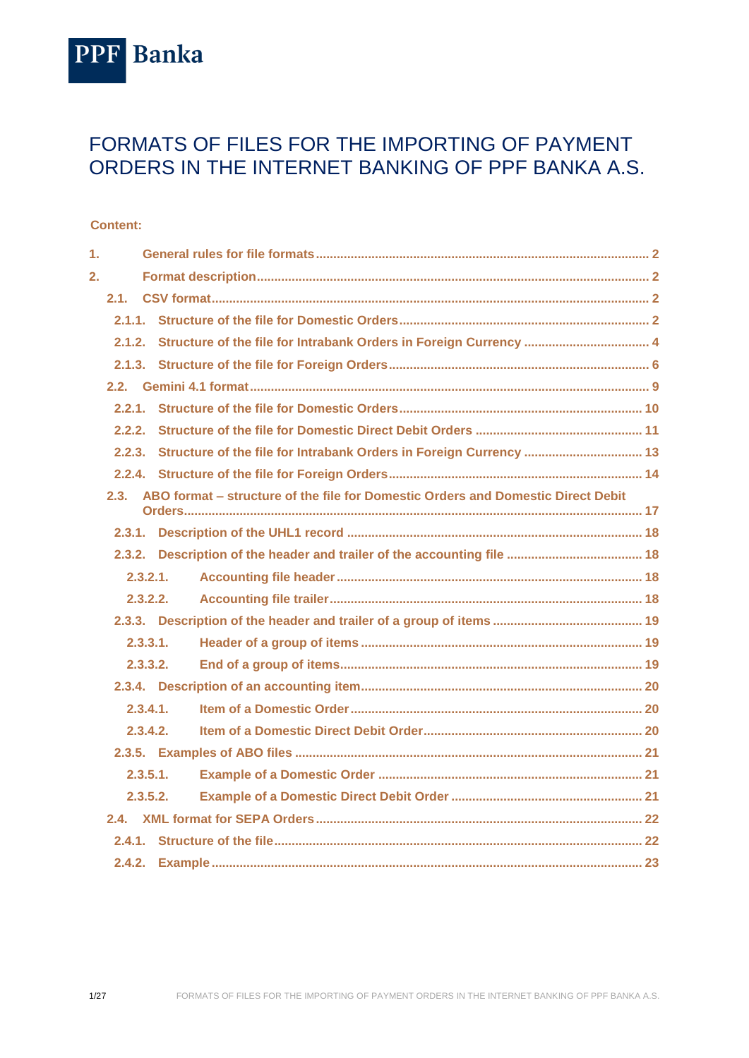PPF Banka

# FORMATS OF FILES FOR THE IMPORTING OF PAYMENT ORDERS IN THE INTERNET BANKING OF PPF BANKA A.S.

**Content:**

1. General rules for file formats .......... 2
2. Format description .......... 2
   - 2.1. CSV format .......... 2
     - 2.1.1. Structure of the file for Domestic Orders .......... 2
     - 2.1.2. Structure of the file for Intrabank Orders in Foreign Currency .......... 4
     - 2.1.3. Structure of the file for Foreign Orders .......... 6
   - 2.2. Gemini 4.1 format .......... 9
     - 2.2.1. Structure of the file for Domestic Orders .......... 10
     - 2.2.2. Structure of the file for Domestic Direct Debit Orders .......... 11
     - 2.2.3. Structure of the file for Intrabank Orders in Foreign Currency .......... 13
     - 2.2.4. Structure of the file for Foreign Orders .......... 14
   - 2.3. ABO format – structure of the file for Domestic Orders and Domestic Direct Debit Orders .......... 17
     - 2.3.1. Description of the UHL1 record .......... 18
     - 2.3.2. Description of the header and trailer of the accounting file .......... 18
       - 2.3.2.1. Accounting file header .......... 18
       - 2.3.2.2. Accounting file trailer .......... 18
     - 2.3.3. Description of the header and trailer of a group of items .......... 19
       - 2.3.3.1. Header of a group of items .......... 19
       - 2.3.3.2. End of a group of items .......... 19
     - 2.3.4. Description of an accounting item .......... 20
       - 2.3.4.1. Item of a Domestic Order .......... 20
       - 2.3.4.2. Item of a Domestic Direct Debit Order .......... 20
     - 2.3.5. Examples of ABO files .......... 21
       - 2.3.5.1. Example of a Domestic Order .......... 21
       - 2.3.5.2. Example of a Domestic Direct Debit Order .......... 21
   - 2.4. XML format for SEPA Orders .......... 22
     - 2.4.1. Structure of the file .......... 22
     - 2.4.2. Example .......... 23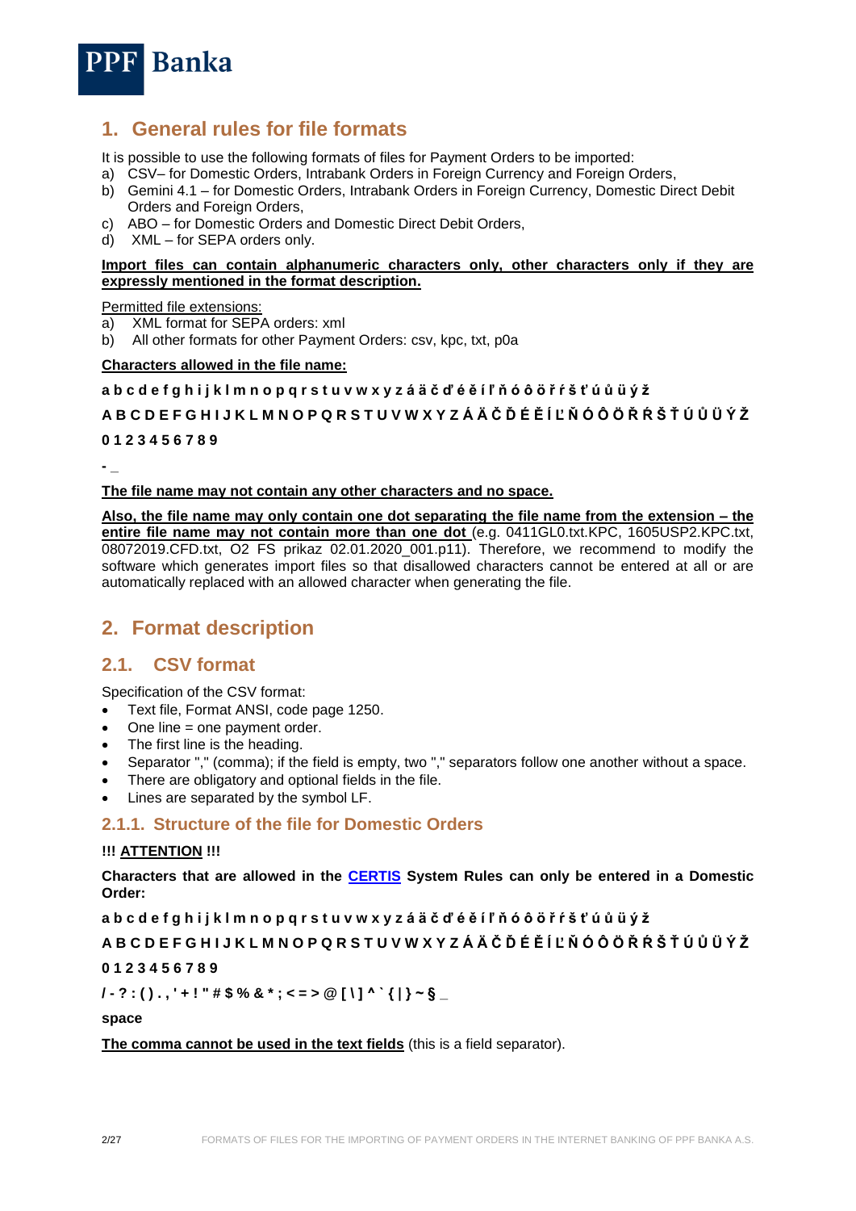# 1. General rules for file formats

It is possible to use the following formats of files for Payment Orders to be imported:

a) CSV– for Domestic Orders, Intrabank Orders in Foreign Currency and Foreign Orders,
b) Gemini 4.1 – for Domestic Orders, Intrabank Orders in Foreign Currency, Domestic Direct Debit Orders and Foreign Orders,
c) ABO – for Domestic Orders and Domestic Direct Debit Orders,
d) XML – for SEPA orders only.

**Import files can contain alphanumeric characters only, other characters only if they are expressly mentioned in the format description.**

Permitted file extensions:

a) XML format for SEPA orders: xml
b) All other formats for other Payment Orders: csv, kpc, txt, p0a

**Characters allowed in the file name:**

**a b c d e f g h i j k l m n o p q r s t u v w x y z á ä č ď é ě í ľ ň ó ô ö ř ŕ š ť ú ů ü ý ž**

**A B C D E F G H I J K L M N O P Q R S T U V W X Y Z Á Ä Č Ď É Ě Í Ľ Ň Ó Ô Ö Ř Ŕ Š Ť Ú Ů Ü Ý Ž**

**0 1 2 3 4 5 6 7 8 9**

**- _**

**The file name may not contain any other characters and no space.**

**Also, the file name may only contain one dot separating the file name from the extension – the entire file name may not contain more than one dot** (e.g. 0411GL0.txt.KPC, 1605USP2.KPC.txt, 08072019.CFD.txt, O2 FS prikaz 02.01.2020_001.p11). Therefore, we recommend to modify the software which generates import files so that disallowed characters cannot be entered at all or are automatically replaced with an allowed character when generating the file.

# 2. Format description

## 2.1. CSV format

Specification of the CSV format:

- Text file, Format ANSI, code page 1250.
- One line = one payment order.
- The first line is the heading.
- Separator "," (comma); if the field is empty, two "," separators follow one another without a space.
- There are obligatory and optional fields in the file.
- Lines are separated by the symbol LF.

### 2.1.1. Structure of the file for Domestic Orders

**!!! ATTENTION !!!**

**Characters that are allowed in the CERTIS System Rules can only be entered in a Domestic Order:**

**a b c d e f g h i j k l m n o p q r s t u v w x y z á ä č ď é ě í ľ ň ó ô ö ř ŕ š ť ú ů ü ý ž**

**A B C D E F G H I J K L M N O P Q R S T U V W X Y Z Á Ä Č Ď É Ě Í Ľ Ň Ó Ô Ö Ř Ŕ Š Ť Ú Ů Ü Ý Ž**

**0 1 2 3 4 5 6 7 8 9**

***/ - ? : ( ) . , ' + ! " # $ % & * ; < = > @ [ \ ] ^ ` { | } ~ § _***

**space**

**The comma cannot be used in the text fields** (this is a field separator).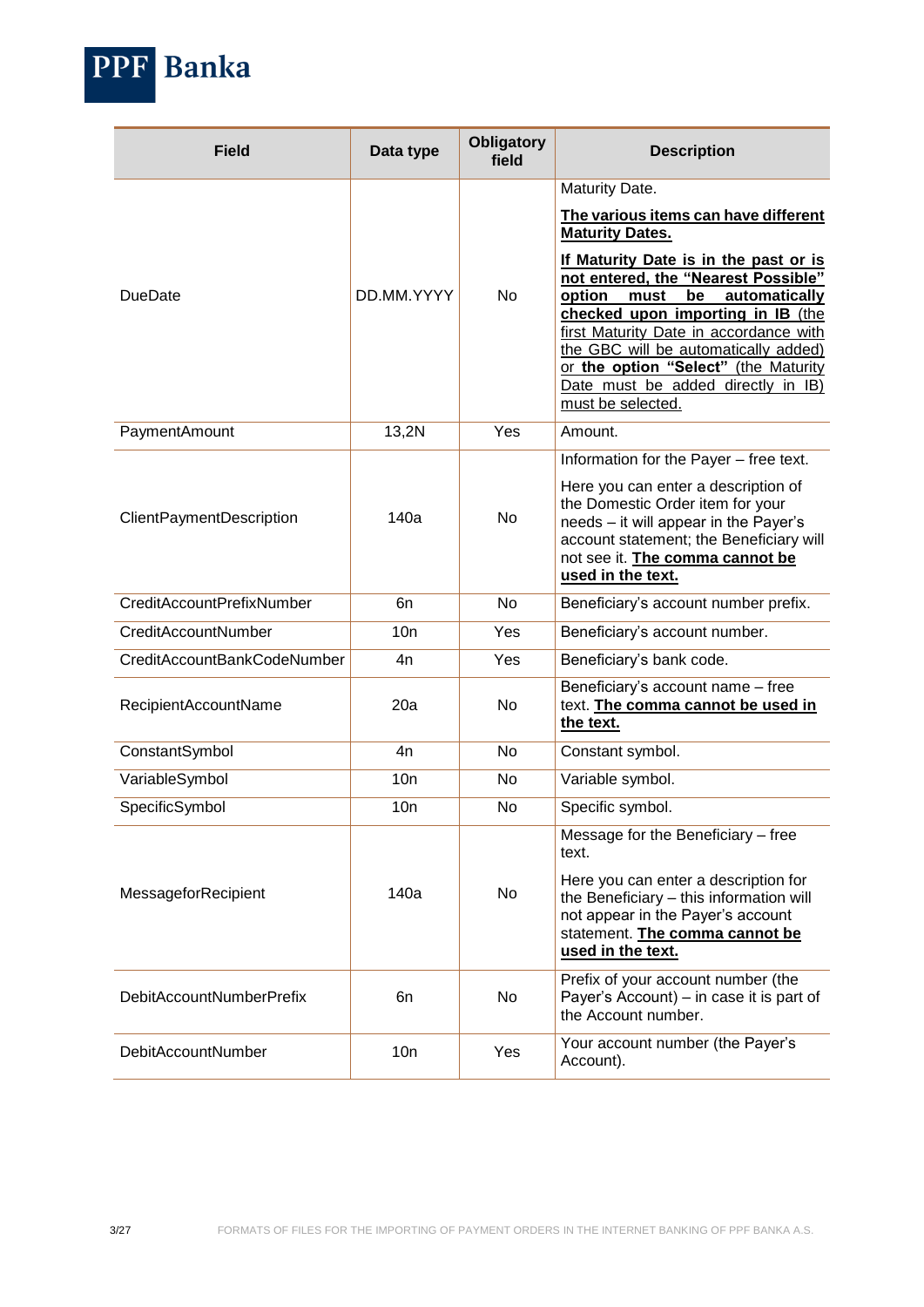| Field | Data type | Obligatory field | Description |
|---|---|---|---|
| DueDate | DD.MM.YYYY | No | Maturity Date. **The various items can have different Maturity Dates.** **If Maturity Date is in the past or is not entered, the "Nearest Possible" option must be automatically checked upon importing in IB** (the first Maturity Date in accordance with the GBC will be automatically added) or **the option "Select"** (the Maturity Date must be added directly in IB) must be selected. |
| PaymentAmount | 13,2N | Yes | Amount. |
| ClientPaymentDescription | 140a | No | Information for the Payer – free text. Here you can enter a description of the Domestic Order item for your needs – it will appear in the Payer's account statement; the Beneficiary will not see it. **The comma cannot be used in the text.** |
| CreditAccountPrefixNumber | 6n | No | Beneficiary's account number prefix. |
| CreditAccountNumber | 10n | Yes | Beneficiary's account number. |
| CreditAccountBankCodeNumber | 4n | Yes | Beneficiary's bank code. |
| RecipientAccountName | 20a | No | Beneficiary's account name – free text. **The comma cannot be used in the text.** |
| ConstantSymbol | 4n | No | Constant symbol. |
| VariableSymbol | 10n | No | Variable symbol. |
| SpecificSymbol | 10n | No | Specific symbol. |
| MessageforRecipient | 140a | No | Message for the Beneficiary – free text. Here you can enter a description for the Beneficiary – this information will not appear in the Payer's account statement. **The comma cannot be used in the text.** |
| DebitAccountNumberPrefix | 6n | No | Prefix of your account number (the Payer's Account) – in case it is part of the Account number. |
| DebitAccountNumber | 10n | Yes | Your account number (the Payer's Account). |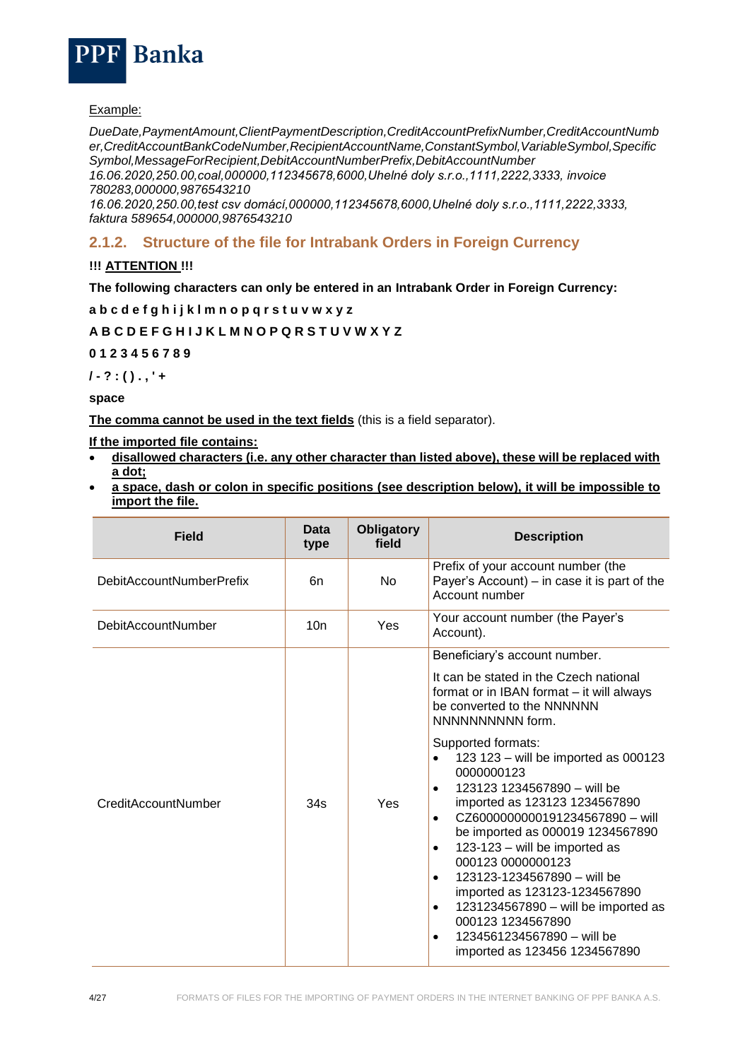<u>Example:</u>

*DueDate,PaymentAmount,ClientPaymentDescription,CreditAccountPrefixNumber,CreditAccountNumber,CreditAccountBankCodeNumber,RecipientAccountName,ConstantSymbol,VariableSymbol,SpecificSymbol,MessageForRecipient,DebitAccountNumberPrefix,DebitAccountNumber*
*16.06.2020,250.00,coal,000000,112345678,6000,Uhelné doly s.r.o.,1111,2222,3333, invoice 780283,000000,9876543210*
*16.06.2020,250.00,test csv domácí,000000,112345678,6000,Uhelné doly s.r.o.,1111,2222,3333, faktura 589654,000000,9876543210*

### 2.1.2. Structure of the file for Intrabank Orders in Foreign Currency

**!!! <u>ATTENTION</u> !!!**

**The following characters can only be entered in an Intrabank Order in Foreign Currency:**

**a b c d e f g h i j k l m n o p q r s t u v w x y z**

**A B C D E F G H I J K L M N O P Q R S T U V W X Y Z**

**0 1 2 3 4 5 6 7 8 9**

**/ - ? : ( ) . , ' +**

**space**

**<u>The comma cannot be used in the text fields</u>** (this is a field separator).

**<u>If the imported file contains:</u>**

- **<u>disallowed characters (i.e. any other character than listed above), these will be replaced with a dot;</u>**
- **<u>a space, dash or colon in specific positions (see description below), it will be impossible to import the file.</u>**

| Field | Data type | Obligatory field | Description |
|---|---|---|---|
| DebitAccountNumberPrefix | 6n | No | Prefix of your account number (the Payer's Account) – in case it is part of the Account number |
| DebitAccountNumber | 10n | Yes | Your account number (the Payer's Account). |
| CreditAccountNumber | 34s | Yes | Beneficiary's account number.<br><br>It can be stated in the Czech national format or in IBAN format – it will always be converted to the NNNNNN NNNNNNNNNN form.<br><br>Supported formats:<br>• 123 123 – will be imported as 000123 0000000123<br>• 123123 1234567890 – will be imported as 123123 1234567890<br>• CZ6000000000191234567890 – will be imported as 000019 1234567890<br>• 123-123 – will be imported as 000123 0000000123<br>• 123123-1234567890 – will be imported as 123123-1234567890<br>• 1231234567890 – will be imported as 000123 1234567890<br>• 1234561234567890 – will be imported as 123456 1234567890 |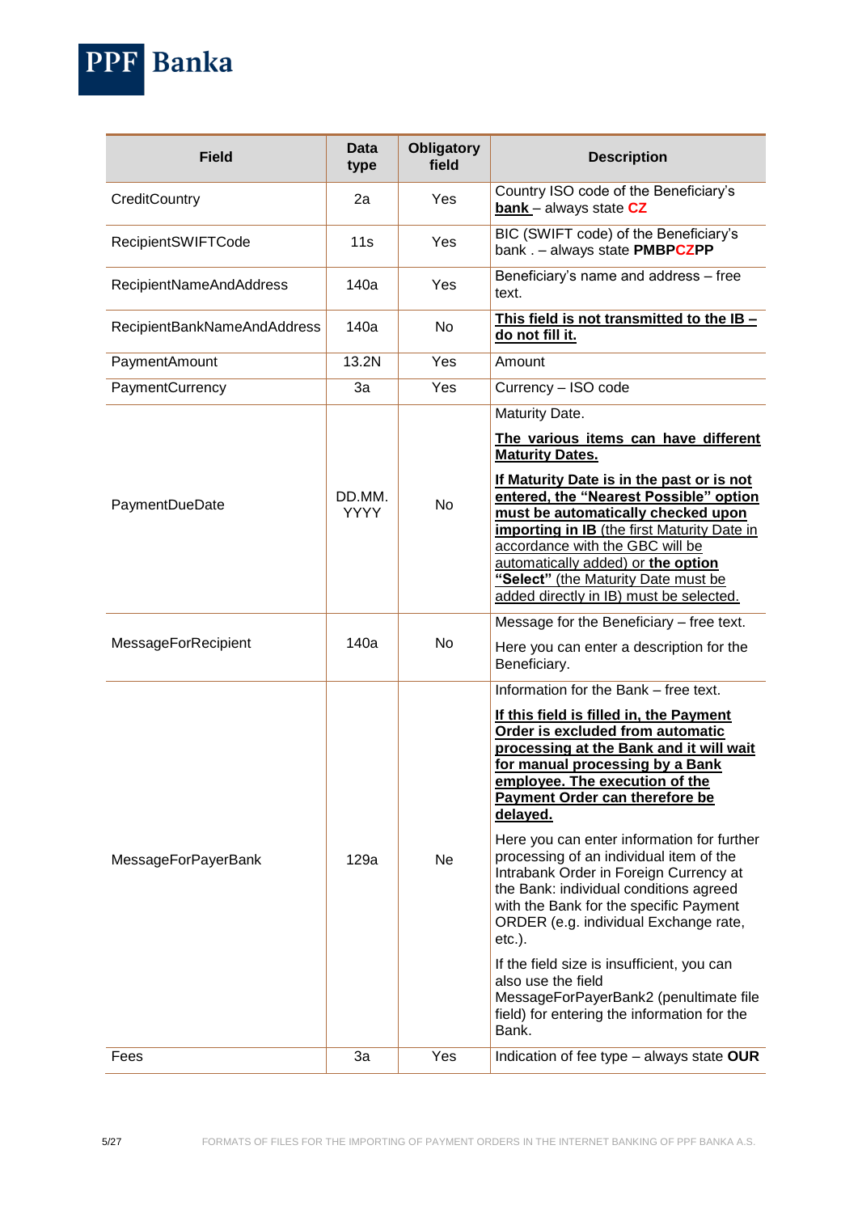| Field | Data type | Obligatory field | Description |
|---|---|---|---|
| CreditCountry | 2a | Yes | Country ISO code of the Beneficiary's **bank** – always state **CZ** |
| RecipientSWIFTCode | 11s | Yes | BIC (SWIFT code) of the Beneficiary's bank . – always state **PMBPCZPP** |
| RecipientNameAndAddress | 140a | Yes | Beneficiary's name and address – free text. |
| RecipientBankNameAndAddress | 140a | No | **This field is not transmitted to the IB – do not fill it.** |
| PaymentAmount | 13.2N | Yes | Amount |
| PaymentCurrency | 3a | Yes | Currency – ISO code |
| PaymentDueDate | DD.MM. YYYY | No | Maturity Date.<br><br>**The various items can have different Maturity Dates.**<br><br>**If Maturity Date is in the past or is not entered, the "Nearest Possible" option must be automatically checked upon importing in IB** (the first Maturity Date in accordance with the GBC will be automatically added) or **the option "Select"** (the Maturity Date must be added directly in IB) must be selected. |
| MessageForRecipient | 140a | No | Message for the Beneficiary – free text.<br><br>Here you can enter a description for the Beneficiary. |
| MessageForPayerBank | 129a | Ne | Information for the Bank – free text.<br><br>**If this field is filled in, the Payment Order is excluded from automatic processing at the Bank and it will wait for manual processing by a Bank employee. The execution of the Payment Order can therefore be delayed.**<br><br>Here you can enter information for further processing of an individual item of the Intrabank Order in Foreign Currency at the Bank: individual conditions agreed with the Bank for the specific Payment ORDER (e.g. individual Exchange rate, etc.).<br><br>If the field size is insufficient, you can also use the field MessageForPayerBank2 (penultimate file field) for entering the information for the Bank. |
| Fees | 3a | Yes | Indication of fee type – always state **OUR** |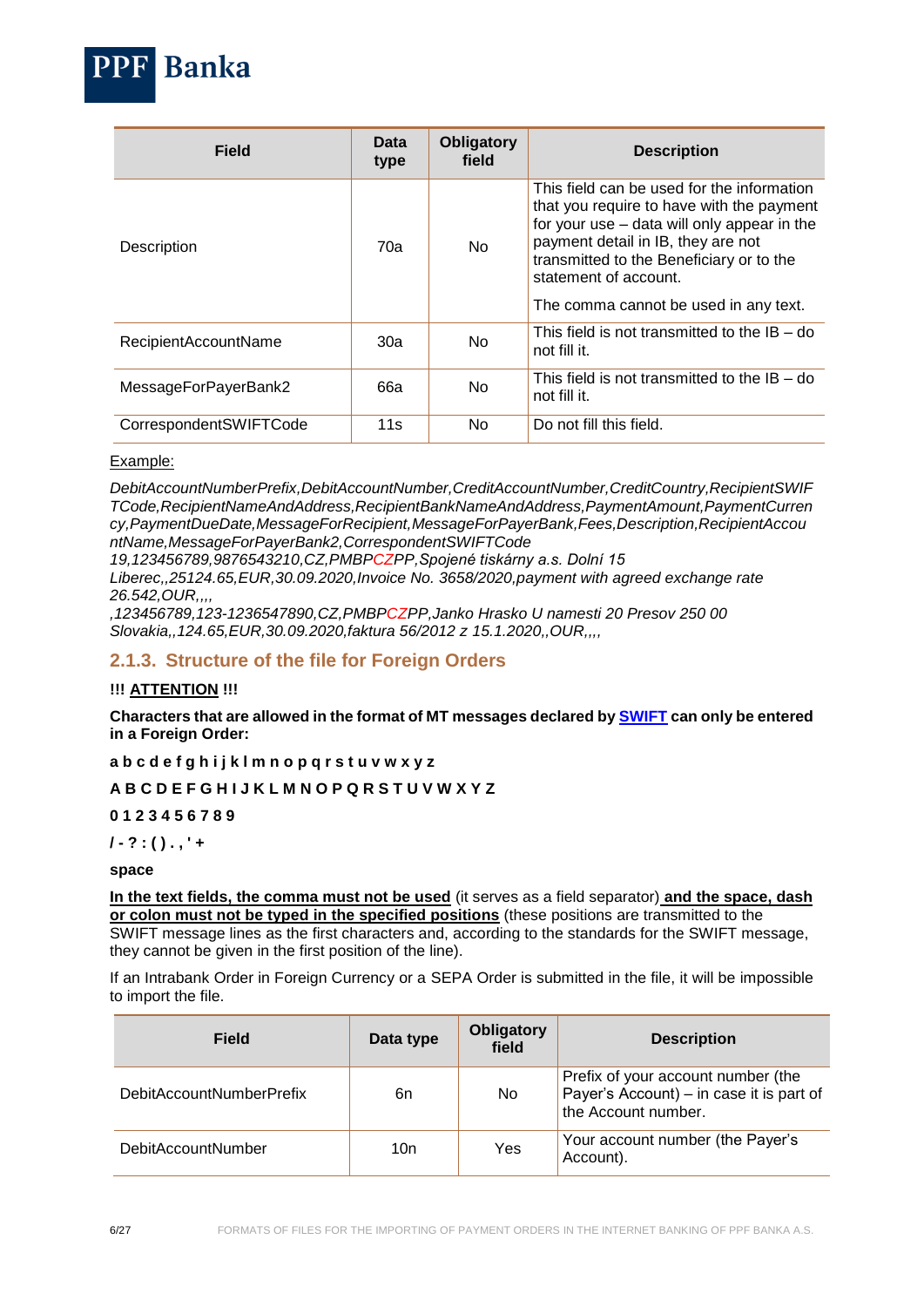| Field | Data type | Obligatory field | Description |
|---|---|---|---|
| Description | 70a | No | This field can be used for the information that you require to have with the payment for your use – data will only appear in the payment detail in IB, they are not transmitted to the Beneficiary or to the statement of account.<br><br>The comma cannot be used in any text. |
| RecipientAccountName | 30a | No | This field is not transmitted to the IB – do not fill it. |
| MessageForPayerBank2 | 66a | No | This field is not transmitted to the IB – do not fill it. |
| CorrespondentSWIFTCode | 11s | No | Do not fill this field. |

Example:

*DebitAccountNumberPrefix,DebitAccountNumber,CreditAccountNumber,CreditCountry,RecipientSWIFTCode,RecipientNameAndAddress,RecipientBankNameAndAddress,PaymentAmount,PaymentCurrency,PaymentDueDate,MessageForRecipient,MessageForPayerBank,Fees,Description,RecipientAccountName,MessageForPayerBank2,CorrespondentSWIFTCode*
*19,123456789,9876543210,CZ,PMBPCZPP,Spojené tiskárny a.s. Dolní 15 Liberec,,25124.65,EUR,30.09.2020,Invoice No. 3658/2020,payment with agreed exchange rate 26.542,OUR,,,,*
*,123456789,123-1236547890,CZ,PMBPCZPP,Janko Hrasko U namesti 20 Presov 250 00 Slovakia,,124.65,EUR,30.09.2020,faktura 56/2012 z 15.1.2020,,OUR,,,,*

### 2.1.3. Structure of the file for Foreign Orders

**!!! ATTENTION !!!**

**Characters that are allowed in the format of MT messages declared by SWIFT can only be entered in a Foreign Order:**

**a b c d e f g h i j k l m n o p q r s t u v w x y z**

**A B C D E F G H I J K L M N O P Q R S T U V W X Y Z**

**0 1 2 3 4 5 6 7 8 9**

**/ - ? : ( ) . , ' +**

**space**

**In the text fields, the comma must not be used** (it serves as a field separator) **and the space, dash or colon must not be typed in the specified positions** (these positions are transmitted to the SWIFT message lines as the first characters and, according to the standards for the SWIFT message, they cannot be given in the first position of the line).

If an Intrabank Order in Foreign Currency or a SEPA Order is submitted in the file, it will be impossible to import the file.

| Field | Data type | Obligatory field | Description |
|---|---|---|---|
| DebitAccountNumberPrefix | 6n | No | Prefix of your account number (the Payer's Account) – in case it is part of the Account number. |
| DebitAccountNumber | 10n | Yes | Your account number (the Payer's Account). |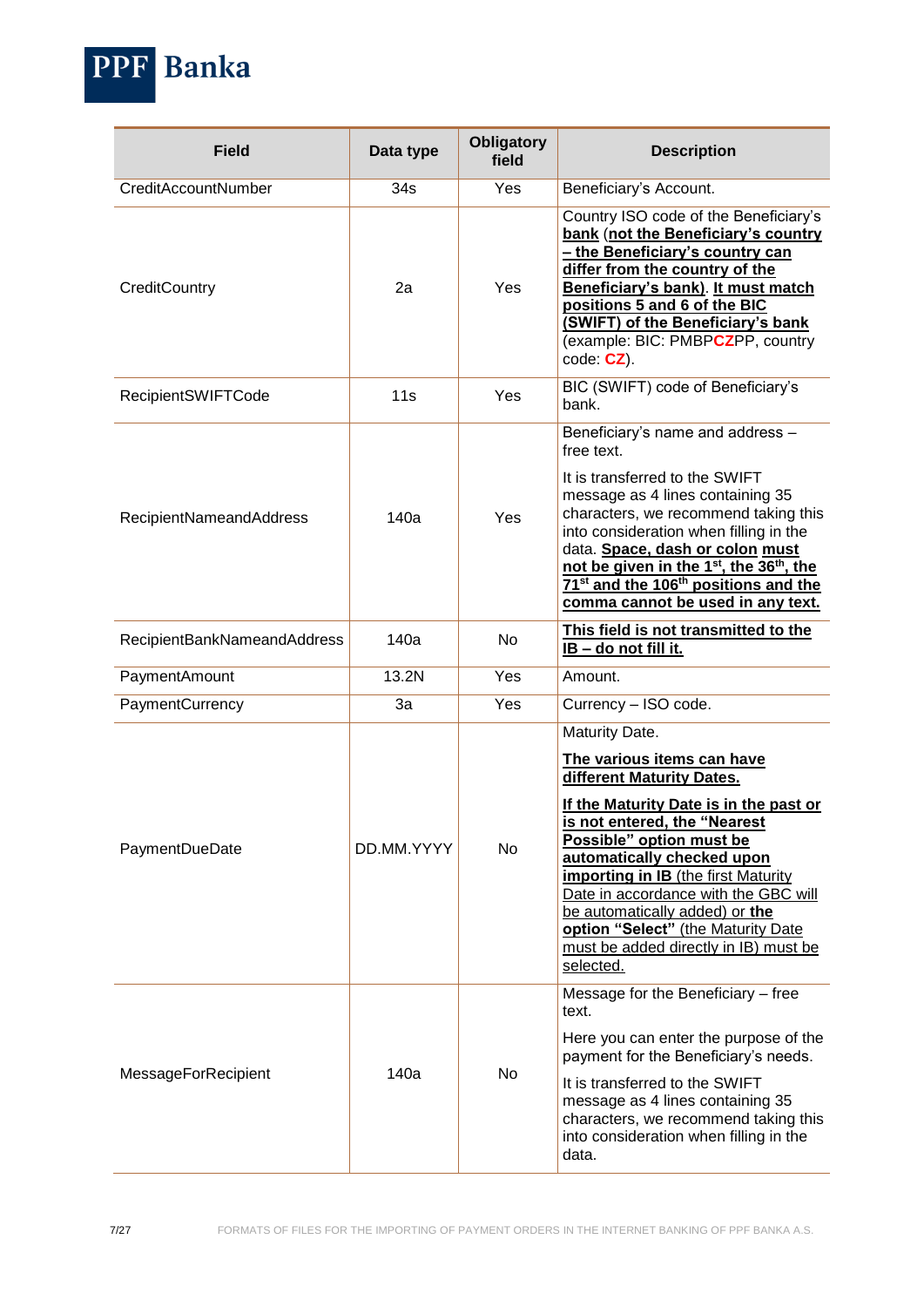| Field | Data type | Obligatory field | Description |
|---|---|---|---|
| CreditAccountNumber | 34s | Yes | Beneficiary's Account. |
| CreditCountry | 2a | Yes | Country ISO code of the Beneficiary's **bank** (**not the Beneficiary's country – the Beneficiary's country can differ from the country of the Beneficiary's bank**). **It must match positions 5 and 6 of the BIC (SWIFT) of the Beneficiary's bank** (example: BIC: PMBP**CZ**PP, country code: **CZ**). |
| RecipientSWIFTCode | 11s | Yes | BIC (SWIFT) code of Beneficiary's bank. |
| RecipientNameandAddress | 140a | Yes | Beneficiary's name and address – free text.<br><br>It is transferred to the SWIFT message as 4 lines containing 35 characters, we recommend taking this into consideration when filling in the data. **Space, dash or colon must not be given in the 1st, the 36th, the 71st and the 106th positions and the comma cannot be used in any text.** |
| RecipientBankNameandAddress | 140a | No | **This field is not transmitted to the IB – do not fill it.** |
| PaymentAmount | 13.2N | Yes | Amount. |
| PaymentCurrency | 3a | Yes | Currency – ISO code. |
| PaymentDueDate | DD.MM.YYYY | No | Maturity Date.<br><br>**The various items can have different Maturity Dates.**<br><br>**If the Maturity Date is in the past or is not entered, the "Nearest Possible" option must be automatically checked upon importing in IB** (the first Maturity Date in accordance with the GBC will be automatically added) or **the option "Select"** (the Maturity Date must be added directly in IB) must be selected. |
| MessageForRecipient | 140a | No | Message for the Beneficiary – free text.<br><br>Here you can enter the purpose of the payment for the Beneficiary's needs.<br><br>It is transferred to the SWIFT message as 4 lines containing 35 characters, we recommend taking this into consideration when filling in the data. |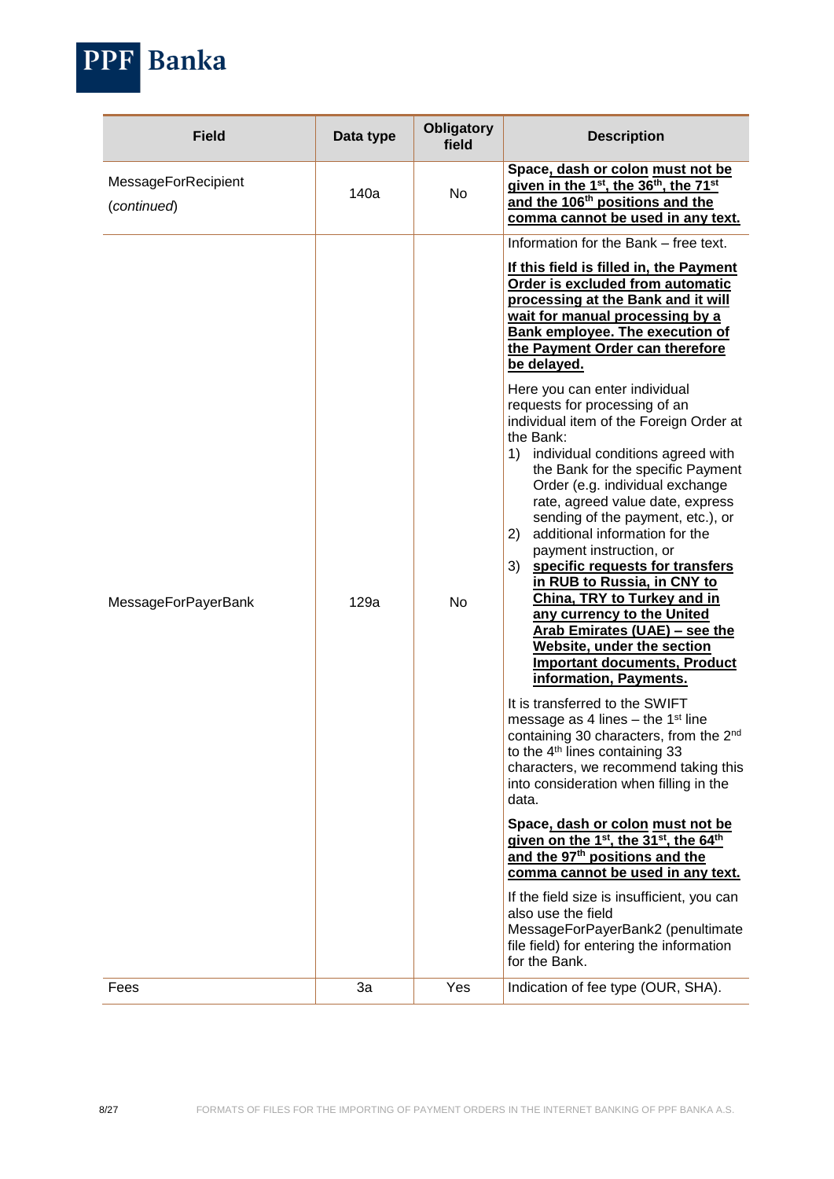| Field | Data type | Obligatory field | Description |
|---|---|---|---|
| MessageForRecipient (*continued*) | 140a | No | **Space, dash or colon must not be given in the 1st, the 36th, the 71st and the 106th positions and the comma cannot be used in any text.** |
| MessageForPayerBank | 129a | No | Information for the Bank – free text.<br><br>**If this field is filled in, the Payment Order is excluded from automatic processing at the Bank and it will wait for manual processing by a Bank employee. The execution of the Payment Order can therefore be delayed.**<br><br>Here you can enter individual requests for processing of an individual item of the Foreign Order at the Bank:<br>1) individual conditions agreed with the Bank for the specific Payment Order (e.g. individual exchange rate, agreed value date, express sending of the payment, etc.), or<br>2) additional information for the payment instruction, or<br>3) **specific requests for transfers in RUB to Russia, in CNY to China, TRY to Turkey and in any currency to the United Arab Emirates (UAE) – see the Website, under the section Important documents, Product information, Payments.**<br><br>It is transferred to the SWIFT message as 4 lines – the 1st line containing 30 characters, from the 2nd to the 4th lines containing 33 characters, we recommend taking this into consideration when filling in the data.<br><br>**Space, dash or colon must not be given on the 1st, the 31st, the 64th and the 97th positions and the comma cannot be used in any text.**<br><br>If the field size is insufficient, you can also use the field MessageForPayerBank2 (penultimate file field) for entering the information for the Bank. |
| Fees | 3a | Yes | Indication of fee type (OUR, SHA). |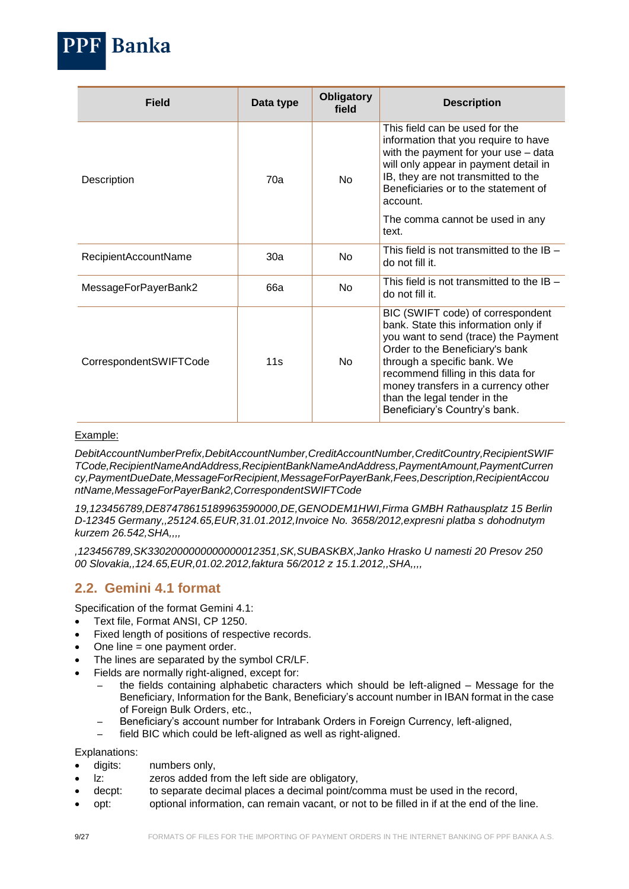| Field | Data type | Obligatory field | Description |
|---|---|---|---|
| Description | 70a | No | This field can be used for the information that you require to have with the payment for your use – data will only appear in payment detail in IB, they are not transmitted to the Beneficiaries or to the statement of account.<br><br>The comma cannot be used in any text. |
| RecipientAccountName | 30a | No | This field is not transmitted to the IB – do not fill it. |
| MessageForPayerBank2 | 66a | No | This field is not transmitted to the IB – do not fill it. |
| CorrespondentSWIFTCode | 11s | No | BIC (SWIFT code) of correspondent bank. State this information only if you want to send (trace) the Payment Order to the Beneficiary's bank through a specific bank. We recommend filling in this data for money transfers in a currency other than the legal tender in the Beneficiary's Country's bank. |

Example:

*DebitAccountNumberPrefix,DebitAccountNumber,CreditAccountNumber,CreditCountry,RecipientSWIFTCode,RecipientNameAndAddress,RecipientBankNameAndAddress,PaymentAmount,PaymentCurrency,PaymentDueDate,MessageForRecipient,MessageForPayerBank,Fees,Description,RecipientAccountName,MessageForPayerBank2,CorrespondentSWIFTCode*

*19,123456789,DE87478615189963590000,DE,GENODEM1HWI,Firma GMBH Rathausplatz 15 Berlin D-12345 Germany,,25124.65,EUR,31.01.2012,Invoice No. 3658/2012,expresni platba s dohodnutym kurzem 26.542,SHA,,,,*

*,123456789,SK3302000000000000012351,SK,SUBASKBX,Janko Hrasko U namesti 20 Presov 250 00 Slovakia,,124.65,EUR,01.02.2012,faktura 56/2012 z 15.1.2012,,SHA,,,,*

## 2.2. Gemini 4.1 format

Specification of the format Gemini 4.1:

- Text file, Format ANSI, CP 1250.
- Fixed length of positions of respective records.
- One line = one payment order.
- The lines are separated by the symbol CR/LF.
- Fields are normally right-aligned, except for:
  - the fields containing alphabetic characters which should be left-aligned – Message for the Beneficiary, Information for the Bank, Beneficiary's account number in IBAN format in the case of Foreign Bulk Orders, etc.,
  - Beneficiary's account number for Intrabank Orders in Foreign Currency, left-aligned,
  - field BIC which could be left-aligned as well as right-aligned.

Explanations:

- digits: numbers only,
- lz: zeros added from the left side are obligatory,
- decpt: to separate decimal places a decimal point/comma must be used in the record,
- opt: optional information, can remain vacant, or not to be filled in if at the end of the line.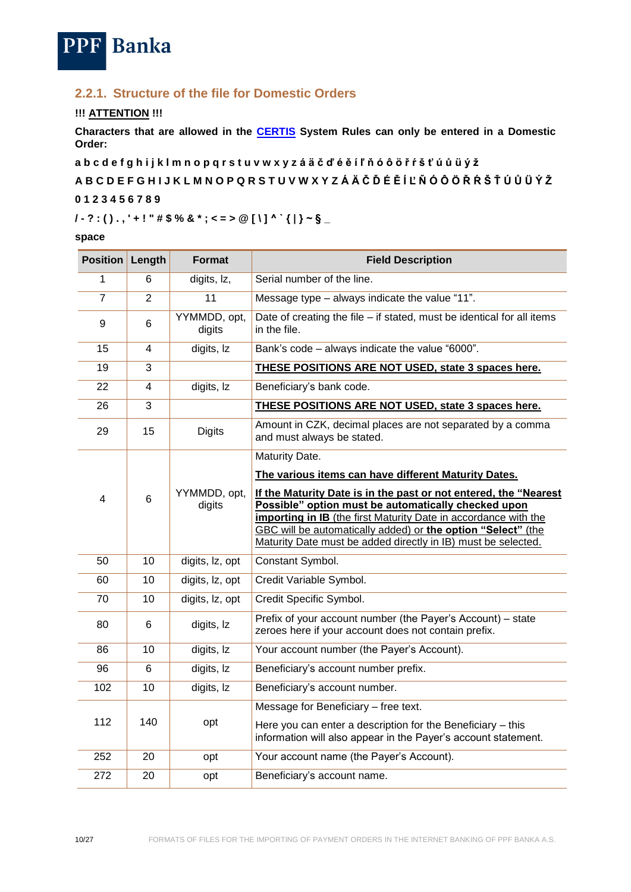**PPF Banka**

### 2.2.1. Structure of the file for Domestic Orders

**!!! ATTENTION !!!**

**Characters that are allowed in the CERTIS System Rules can only be entered in a Domestic Order:**

**a b c d e f g h i j k l m n o p q r s t u v w x y z á ä č ď é ě í ľ ň ó ô ö ř ŕ š ť ú ů ü ý ž**

**A B C D E F G H I J K L M N O P Q R S T U V W X Y Z Á Ä Č Ď É Ě Í Ľ Ň Ó Ô Ö Ř Ŕ Š Ť Ú Ů Ü Ý Ž**

**0 1 2 3 4 5 6 7 8 9**

**/ - ? : ( ) . , ' + ! " # $ % & * ; < = > @ [ \ ] ^ ` { | } ~ § _**

**space**

| Position | Length | Format | Field Description |
|---|---|---|---|
| 1 | 6 | digits, lz, | Serial number of the line. |
| 7 | 2 | 11 | Message type – always indicate the value "11". |
| 9 | 6 | YYMMDD, opt, digits | Date of creating the file – if stated, must be identical for all items in the file. |
| 15 | 4 | digits, lz | Bank's code – always indicate the value "6000". |
| 19 | 3 | | **THESE POSITIONS ARE NOT USED, state 3 spaces here.** |
| 22 | 4 | digits, lz | Beneficiary's bank code. |
| 26 | 3 | | **THESE POSITIONS ARE NOT USED, state 3 spaces here.** |
| 29 | 15 | Digits | Amount in CZK, decimal places are not separated by a comma and must always be stated. |
| 4 | 6 | YYMMDD, opt, digits | Maturity Date.<br>**The various items can have different Maturity Dates.**<br>**If the Maturity Date is in the past or not entered, the "Nearest Possible" option must be automatically checked upon importing in IB** (the first Maturity Date in accordance with the GBC will be automatically added) or **the option "Select"** (the Maturity Date must be added directly in IB) must be selected. |
| 50 | 10 | digits, lz, opt | Constant Symbol. |
| 60 | 10 | digits, lz, opt | Credit Variable Symbol. |
| 70 | 10 | digits, lz, opt | Credit Specific Symbol. |
| 80 | 6 | digits, lz | Prefix of your account number (the Payer's Account) – state zeroes here if your account does not contain prefix. |
| 86 | 10 | digits, lz | Your account number (the Payer's Account). |
| 96 | 6 | digits, lz | Beneficiary's account number prefix. |
| 102 | 10 | digits, lz | Beneficiary's account number. |
| 112 | 140 | opt | Message for Beneficiary – free text.<br>Here you can enter a description for the Beneficiary – this information will also appear in the Payer's account statement. |
| 252 | 20 | opt | Your account name (the Payer's Account). |
| 272 | 20 | opt | Beneficiary's account name. |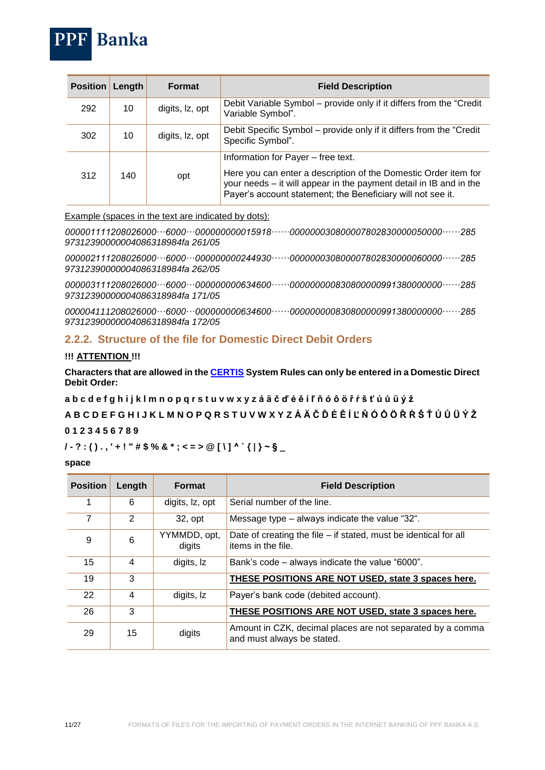| Position | Length | Format | Field Description |
|---|---|---|---|
| 292 | 10 | digits, lz, opt | Debit Variable Symbol – provide only if it differs from the "Credit Variable Symbol". |
| 302 | 10 | digits, lz, opt | Debit Specific Symbol – provide only if it differs from the "Credit Specific Symbol". |
| 312 | 140 | opt | Information for Payer – free text.<br><br>Here you can enter a description of the Domestic Order item for your needs – it will appear in the payment detail in IB and in the Payer's account statement; the Beneficiary will not see it. |

Example (spaces in the text are indicated by dots):

*000001111208026000···6000···000000000015918······0000003080000780283000005000 0······285 9731239000000004086318984fa 261/05*

*000002111208026000···6000···000000000244930······0000003080000780283000006000 0······285 9731239000000004086318984fa 262/05*

*000003111208026000···6000···000000000634600······0000000008308000009913800000 00······285 9731239000000004086318984fa 171/05*

*000004111208026000···6000···000000000634600······0000000008308000009913800000 00······285 9731239000000004086318984fa 172/05*

### 2.2.2. Structure of the file for Domestic Direct Debit Orders

**!!! ATTENTION !!!**

**Characters that are allowed in the CERTIS System Rules can only be entered in a Domestic Direct Debit Order:**

**a b c d e f g h i j k l m n o p q r s t u v w x y z á ä č ď é ě í ľ ň ó ô ö ř ŕ š ť ú ů ü ý ž**

**A B C D E F G H I J K L M N O P Q R S T U V W X Y Z Á Ä Č Ď É Ě Í Ľ Ň Ó Ô Ö Ř Ŕ Š Ť Ú Ů Ü Ý Ž**

**0 1 2 3 4 5 6 7 8 9**

**/ - ? : ( ) . , ' + ! " # $ % & * ; < = > @ [ \ ] ^ ` { | } ~ § _**

**space**

| Position | Length | Format | Field Description |
|---|---|---|---|
| 1 | 6 | digits, lz, opt | Serial number of the line. |
| 7 | 2 | 32, opt | Message type – always indicate the value "32". |
| 9 | 6 | YYMMDD, opt, digits | Date of creating the file – if stated, must be identical for all items in the file. |
| 15 | 4 | digits, lz | Bank's code – always indicate the value "6000". |
| 19 | 3 | | **THESE POSITIONS ARE NOT USED, state 3 spaces here.** |
| 22 | 4 | digits, lz | Payer's bank code (debited account). |
| 26 | 3 | | **THESE POSITIONS ARE NOT USED, state 3 spaces here.** |
| 29 | 15 | digits | Amount in CZK, decimal places are not separated by a comma and must always be stated. |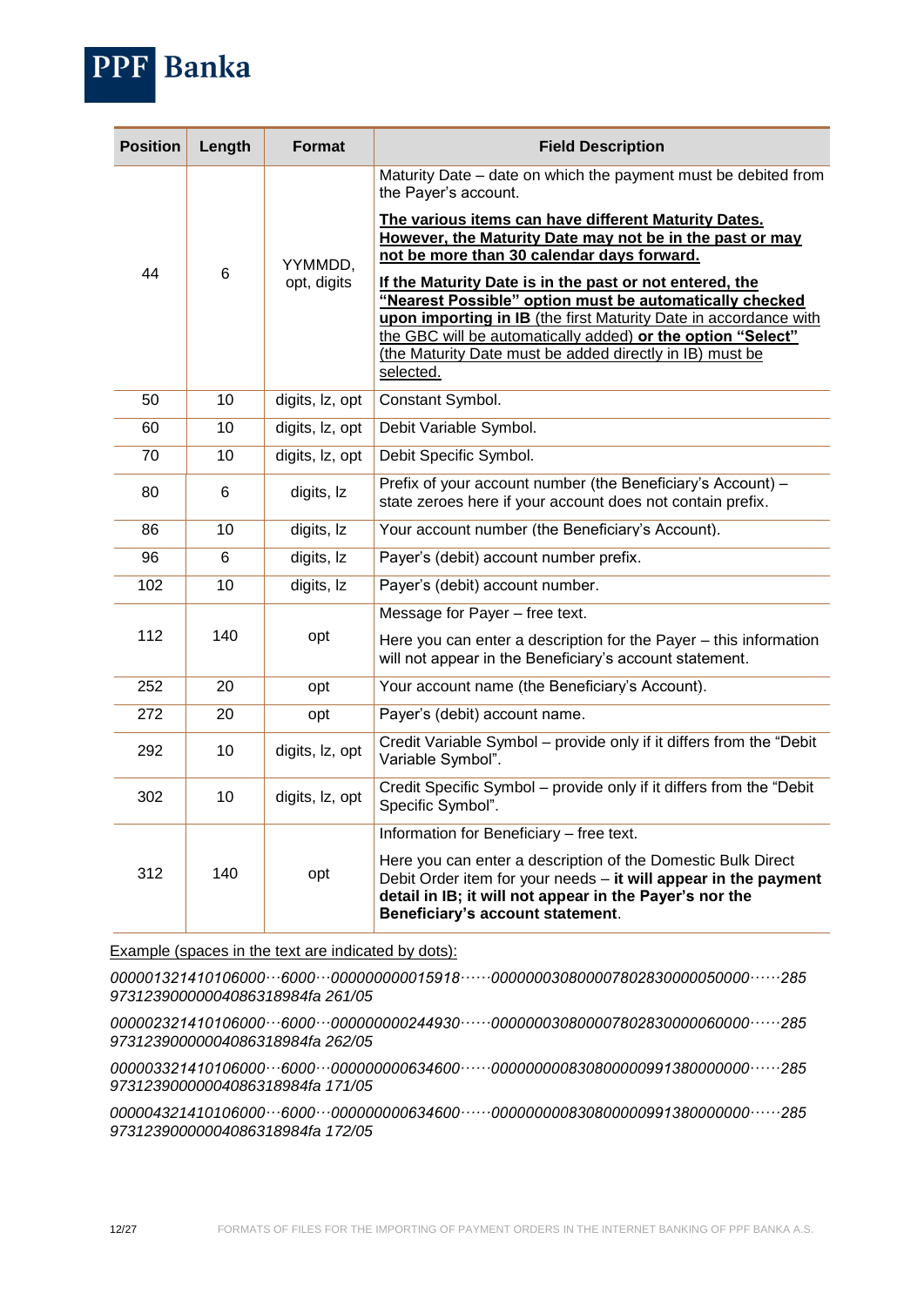| Position | Length | Format | Field Description |
|---|---|---|---|
| 44 | 6 | YYMMDD, opt, digits | Maturity Date – date on which the payment must be debited from the Payer's account.<br><br>**The various items can have different Maturity Dates. However, the Maturity Date may not be in the past or may not be more than 30 calendar days forward.**<br><br>**If the Maturity Date is in the past or not entered, the "Nearest Possible" option must be automatically checked upon importing in IB** (the first Maturity Date in accordance with the GBC will be automatically added) **or the option "Select"** (the Maturity Date must be added directly in IB) must be selected. |
| 50 | 10 | digits, lz, opt | Constant Symbol. |
| 60 | 10 | digits, lz, opt | Debit Variable Symbol. |
| 70 | 10 | digits, lz, opt | Debit Specific Symbol. |
| 80 | 6 | digits, lz | Prefix of your account number (the Beneficiary's Account) – state zeroes here if your account does not contain prefix. |
| 86 | 10 | digits, lz | Your account number (the Beneficiary's Account). |
| 96 | 6 | digits, lz | Payer's (debit) account number prefix. |
| 102 | 10 | digits, lz | Payer's (debit) account number. |
| 112 | 140 | opt | Message for Payer – free text.<br><br>Here you can enter a description for the Payer – this information will not appear in the Beneficiary's account statement. |
| 252 | 20 | opt | Your account name (the Beneficiary's Account). |
| 272 | 20 | opt | Payer's (debit) account name. |
| 292 | 10 | digits, lz, opt | Credit Variable Symbol – provide only if it differs from the "Debit Variable Symbol". |
| 302 | 10 | digits, lz, opt | Credit Specific Symbol – provide only if it differs from the "Debit Specific Symbol". |
| 312 | 140 | opt | Information for Beneficiary – free text.<br><br>Here you can enter a description of the Domestic Bulk Direct Debit Order item for your needs – **it will appear in the payment detail in IB; it will not appear in the Payer's nor the Beneficiary's account statement**. |

Example (spaces in the text are indicated by dots):

*000001321410106000···6000···000000000015918······000000030800007802830000050000······285 9731239000000040863​18984fa 261/05*

*000002321410106000···6000···000000000244930······000000030800007802830000060000······285 97312390000000408631​8984fa 262/05*

*000003321410106000···6000···000000000634600······000000000830800000991380000000······285 97312390000000408631​8984fa 171/05*

*000004321410106000···6000···000000000634600······000000000830800000991380000000······285 97312390000000408631​8984fa 172/05*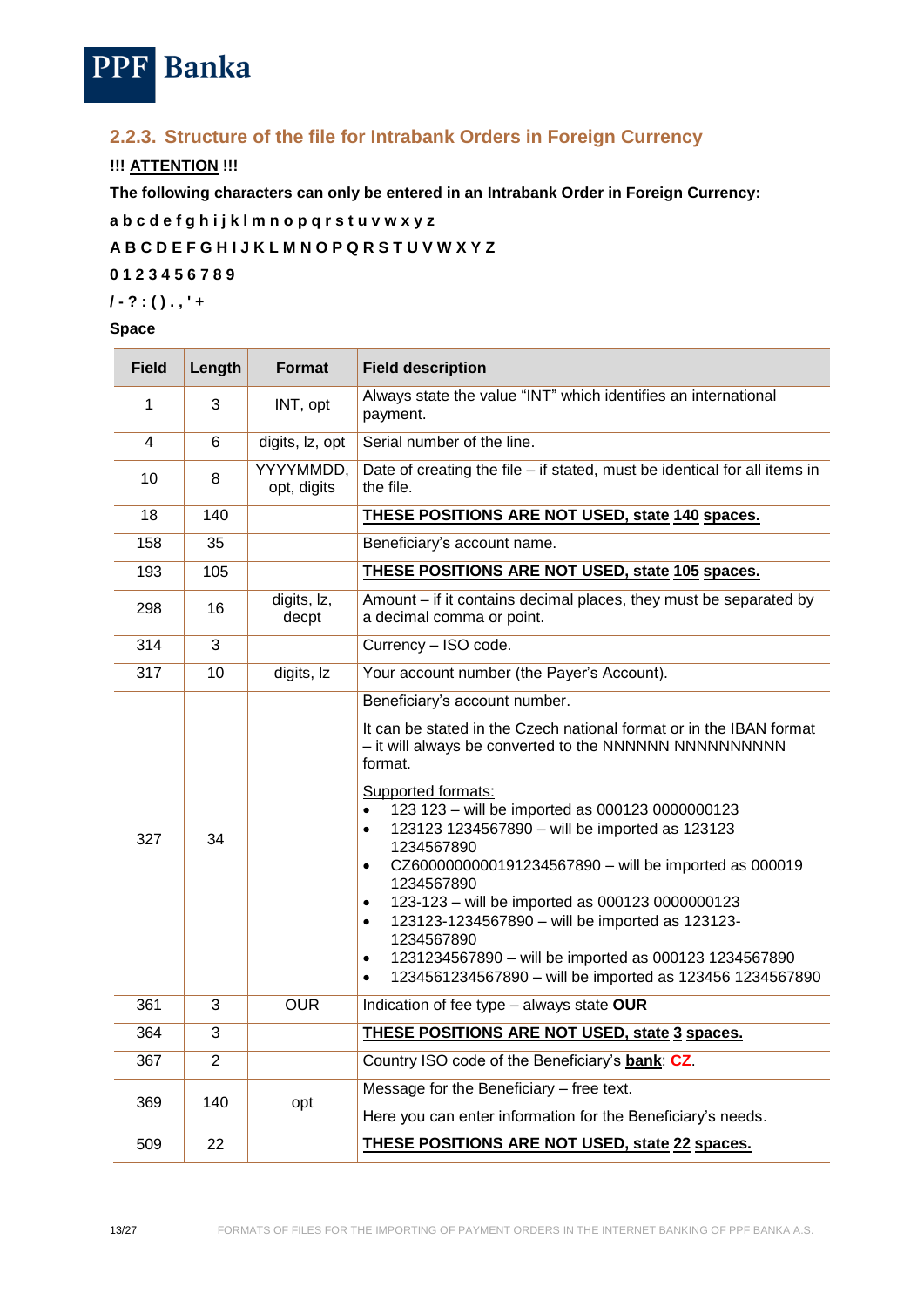### 2.2.3. Structure of the file for Intrabank Orders in Foreign Currency

**!!! <u>ATTENTION</u> !!!**

**The following characters can only be entered in an Intrabank Order in Foreign Currency:**

**a b c d e f g h i j k l m n o p q r s t u v w x y z**

**A B C D E F G H I J K L M N O P Q R S T U V W X Y Z**

**0 1 2 3 4 5 6 7 8 9**

**/ - ? : ( ) . , ' +**

**Space**

| Field | Length | Format | Field description |
|---|---|---|---|
| 1 | 3 | INT, opt | Always state the value "INT" which identifies an international payment. |
| 4 | 6 | digits, lz, opt | Serial number of the line. |
| 10 | 8 | YYYYMMDD, opt, digits | Date of creating the file – if stated, must be identical for all items in the file. |
| 18 | 140 | | **<u>THESE POSITIONS ARE NOT USED, state 140 spaces.</u>** |
| 158 | 35 | | Beneficiary's account name. |
| 193 | 105 | | **<u>THESE POSITIONS ARE NOT USED, state 105 spaces.</u>** |
| 298 | 16 | digits, lz, decpt | Amount – if it contains decimal places, they must be separated by a decimal comma or point. |
| 314 | 3 | | Currency – ISO code. |
| 317 | 10 | digits, lz | Your account number (the Payer's Account). |
| 327 | 34 | | Beneficiary's account number.<br><br>It can be stated in the Czech national format or in the IBAN format – it will always be converted to the NNNNNN NNNNNNNNNN format.<br><br><u>Supported formats:</u><br>• 123 123 – will be imported as 000123 0000000123<br>• 123123 1234567890 – will be imported as 123123 1234567890<br>• CZ6000000000191234567890 – will be imported as 000019 1234567890<br>• 123-123 – will be imported as 000123 0000000123<br>• 123123-1234567890 – will be imported as 123123-1234567890<br>• 1231234567890 – will be imported as 000123 1234567890<br>• 1234561234567890 – will be imported as 123456 1234567890 |
| 361 | 3 | OUR | Indication of fee type – always state **OUR** |
| 364 | 3 | | **<u>THESE POSITIONS ARE NOT USED, state 3 spaces.</u>** |
| 367 | 2 | | Country ISO code of the Beneficiary's **<u>bank</u>**: **CZ**. |
| 369 | 140 | opt | Message for the Beneficiary – free text.<br><br>Here you can enter information for the Beneficiary's needs. |
| 509 | 22 | | **<u>THESE POSITIONS ARE NOT USED, state 22 spaces.</u>** |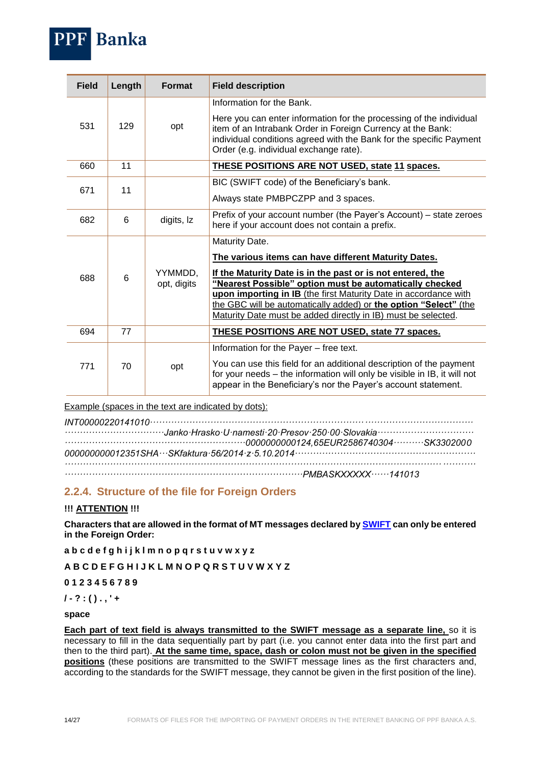| Field | Length | Format | Field description |
|---|---|---|---|
| 531 | 129 | opt | Information for the Bank.<br><br>Here you can enter information for the processing of the individual item of an Intrabank Order in Foreign Currency at the Bank: individual conditions agreed with the Bank for the specific Payment Order (e.g. individual exchange rate). |
| 660 | 11 | | **THESE POSITIONS ARE NOT USED, state 11 spaces.** |
| 671 | 11 | | BIC (SWIFT code) of the Beneficiary's bank.<br><br>Always state PMBPCZPP and 3 spaces. |
| 682 | 6 | digits, lz | Prefix of your account number (the Payer's Account) – state zeroes here if your account does not contain a prefix. |
| 688 | 6 | YYMMDD, opt, digits | Maturity Date.<br><br>**The various items can have different Maturity Dates.**<br><br>**If the Maturity Date is in the past or is not entered, the "Nearest Possible" option must be automatically checked upon importing in IB** (the first Maturity Date in accordance with the GBC will be automatically added) or **the option "Select"** (the Maturity Date must be added directly in IB) must be selected. |
| 694 | 77 | | **THESE POSITIONS ARE NOT USED, state 77 spaces.** |
| 771 | 70 | opt | Information for the Payer – free text.<br><br>You can use this field for an additional description of the payment for your needs – the information will only be visible in IB, it will not appear in the Beneficiary's nor the Payer's account statement. |

Example (spaces in the text are indicated by dots):

*INT00000220141010······································································································*
*································Janko·Hrasko·U·namesti·20·Presov·250·00·Slovakia································*
*·························································0000000000124,65EUR2586740304··········SK3302000*
*000000000012351SHA···SKfaktura·56/2014·z·5.10.2014·························································*
*·····································································································································*
*·····························································································PMBASKXXXXX······141013*

### 2.2.4. Structure of the file for Foreign Orders

**!!! ATTENTION !!!**

**Characters that are allowed in the format of MT messages declared by SWIFT can only be entered in the Foreign Order:**

**a b c d e f g h i j k l m n o p q r s t u v w x y z**

**A B C D E F G H I J K L M N O P Q R S T U V W X Y Z**

**0 1 2 3 4 5 6 7 8 9**

**/ - ? : ( ) . , ' +**

**space**

**Each part of text field is always transmitted to the SWIFT message as a separate line,** so it is necessary to fill in the data sequentially part by part (i.e. you cannot enter data into the first part and then to the third part). **At the same time, space, dash or colon must not be given in the specified positions** (these positions are transmitted to the SWIFT message lines as the first characters and, according to the standards for the SWIFT message, they cannot be given in the first position of the line).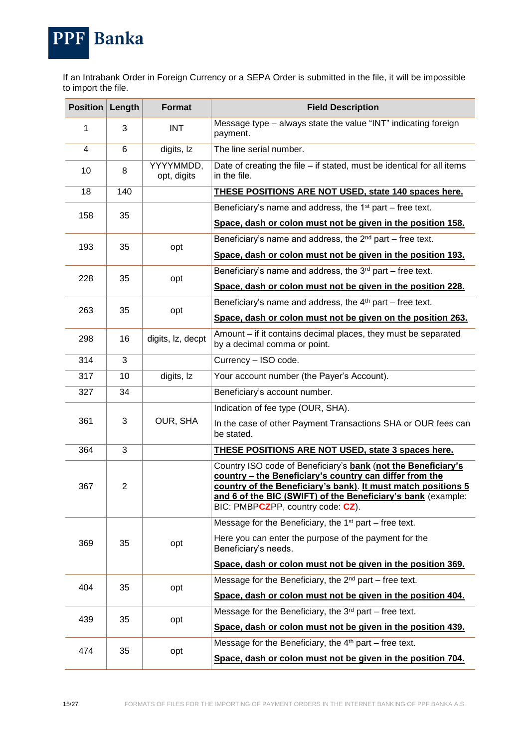If an Intrabank Order in Foreign Currency or a SEPA Order is submitted in the file, it will be impossible to import the file.

| Position | Length | Format | Field Description |
|---|---|---|---|
| 1 | 3 | INT | Message type – always state the value "INT" indicating foreign payment. |
| 4 | 6 | digits, lz | The line serial number. |
| 10 | 8 | YYYYMMDD, opt, digits | Date of creating the file – if stated, must be identical for all items in the file. |
| 18 | 140 | | **THESE POSITIONS ARE NOT USED, state 140 spaces here.** |
| 158 | 35 | | Beneficiary's name and address, the 1st part – free text. **Space, dash or colon must not be given in the position 158.** |
| 193 | 35 | opt | Beneficiary's name and address, the 2nd part – free text. **Space, dash or colon must not be given in the position 193.** |
| 228 | 35 | opt | Beneficiary's name and address, the 3rd part – free text. **Space, dash or colon must not be given in the position 228.** |
| 263 | 35 | opt | Beneficiary's name and address, the 4th part – free text. **Space, dash or colon must not be given on the position 263.** |
| 298 | 16 | digits, lz, decpt | Amount – if it contains decimal places, they must be separated by a decimal comma or point. |
| 314 | 3 | | Currency – ISO code. |
| 317 | 10 | digits, lz | Your account number (the Payer's Account). |
| 327 | 34 | | Beneficiary's account number. |
| 361 | 3 | OUR, SHA | Indication of fee type (OUR, SHA). In the case of other Payment Transactions SHA or OUR fees can be stated. |
| 364 | 3 | | **THESE POSITIONS ARE NOT USED, state 3 spaces here.** |
| 367 | 2 | | Country ISO code of Beneficiary's **bank** (**not the Beneficiary's country – the Beneficiary's country can differ from the country of the Beneficiary's bank**). **It must match positions 5 and 6 of the BIC (SWIFT) of the Beneficiary's bank** (example: BIC: PMBP**CZ**PP, country code: **CZ**). |
| 369 | 35 | opt | Message for the Beneficiary, the 1st part – free text. Here you can enter the purpose of the payment for the Beneficiary's needs. **Space, dash or colon must not be given in the position 369.** |
| 404 | 35 | opt | Message for the Beneficiary, the 2nd part – free text. **Space, dash or colon must not be given in the position 404.** |
| 439 | 35 | opt | Message for the Beneficiary, the 3rd part – free text. **Space, dash or colon must not be given in the position 439.** |
| 474 | 35 | opt | Message for the Beneficiary, the 4th part – free text. **Space, dash or colon must not be given in the position 704.** |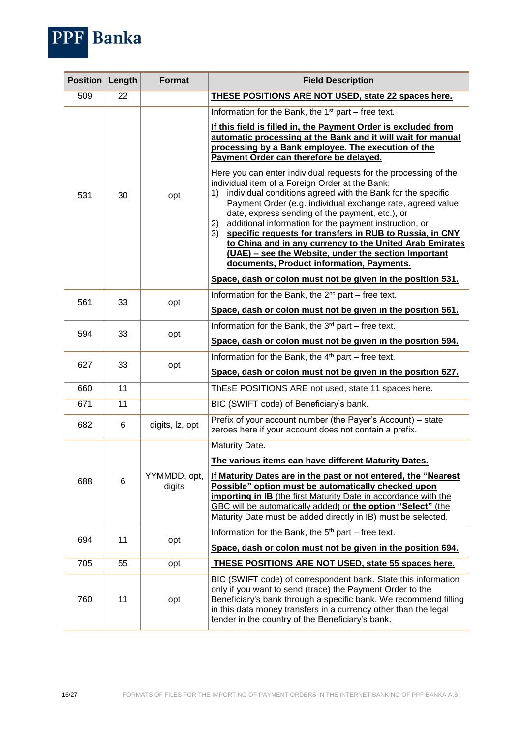| Position | Length | Format | Field Description |
|---|---|---|---|
| 509 | 22 | | **THESE POSITIONS ARE NOT USED, state 22 spaces here.** |
| 531 | 30 | opt | Information for the Bank, the 1st part – free text.<br><br>**If this field is filled in, the Payment Order is excluded from automatic processing at the Bank and it will wait for manual processing by a Bank employee. The execution of the Payment Order can therefore be delayed.**<br><br>Here you can enter individual requests for the processing of the individual item of a Foreign Order at the Bank:<br>1) individual conditions agreed with the Bank for the specific Payment Order (e.g. individual exchange rate, agreed value date, express sending of the payment, etc.), or<br>2) additional information for the payment instruction, or<br>3) **specific requests for transfers in RUB to Russia, in CNY to China and in any currency to the United Arab Emirates (UAE) – see the Website, under the section Important documents, Product information, Payments.**<br><br>**Space, dash or colon must not be given in the position 531.** |
| 561 | 33 | opt | Information for the Bank, the 2nd part – free text.<br><br>**Space, dash or colon must not be given in the position 561.** |
| 594 | 33 | opt | Information for the Bank, the 3rd part – free text.<br><br>**Space, dash or colon must not be given in the position 594.** |
| 627 | 33 | opt | Information for the Bank, the 4th part – free text.<br><br>**Space, dash or colon must not be given in the position 627.** |
| 660 | 11 | | ThEsE POSITIONS ARE not used, state 11 spaces here. |
| 671 | 11 | | BIC (SWIFT code) of Beneficiary's bank. |
| 682 | 6 | digits, lz, opt | Prefix of your account number (the Payer's Account) – state zeroes here if your account does not contain a prefix. |
| 688 | 6 | YYMMDD, opt, digits | Maturity Date.<br><br>**The various items can have different Maturity Dates.**<br><br>**If Maturity Dates are in the past or not entered, the "Nearest Possible" option must be automatically checked upon importing in IB** (the first Maturity Date in accordance with the GBC will be automatically added) or **the option "Select"** (the Maturity Date must be added directly in IB) must be selected. |
| 694 | 11 | opt | Information for the Bank, the 5th part – free text.<br><br>**Space, dash or colon must not be given in the position 694.** |
| 705 | 55 | opt | **THESE POSITIONS ARE NOT USED, state 55 spaces here.** |
| 760 | 11 | opt | BIC (SWIFT code) of correspondent bank. State this information only if you want to send (trace) the Payment Order to the Beneficiary's bank through a specific bank. We recommend filling in this data money transfers in a currency other than the legal tender in the country of the Beneficiary's bank. |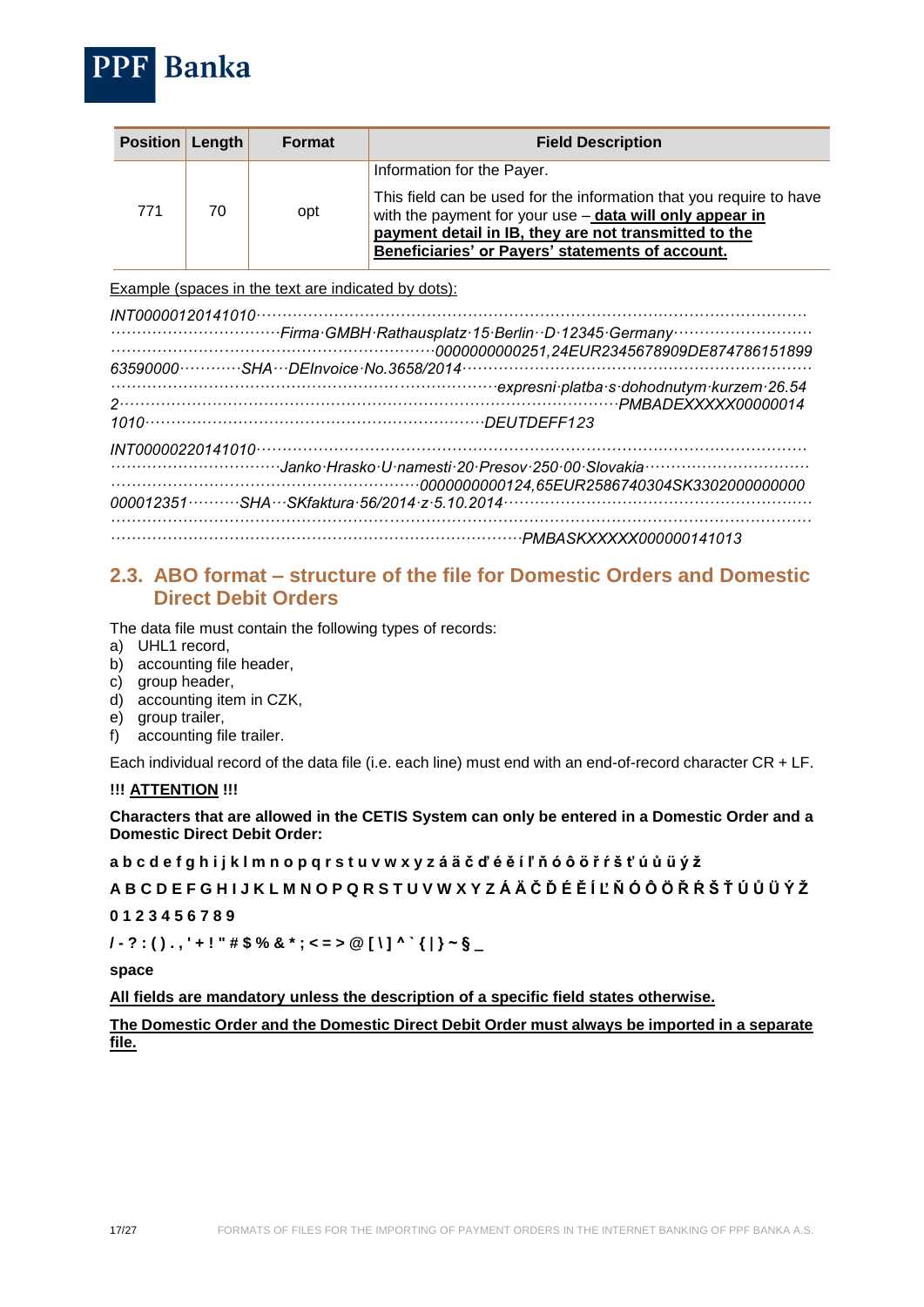| Position | Length | Format | Field Description |
|---|---|---|---|
| 771 | 70 | opt | Information for the Payer.<br><br>This field can be used for the information that you require to have with the payment for your use – **data will only appear in payment detail in IB, they are not transmitted to the Beneficiaries' or Payers' statements of account.** |

Example (spaces in the text are indicated by dots):

*INT00000120141010·····································································································*
*································Firma·GMBH·Rathausplatz·15·Berlin··D·12345·Germany··························*
*··························································0000000000251,24EUR2345678909DE874786151899*
*63590000············SHA···DEInvoice·No.3658/2014·················································*
*·························································································expresni·platba·s·dohodnutym·kurzem·26.54*
*2·····················································································PMBADEXXXXX00000014*
*1010·································································DEUTDEFF123*

*INT00000220141010·····································································································*
*································Janko·Hrasko·U·namesti·20·Presov·250·00·Slovakia·······························*
*························································0000000000124,65EUR2586740304SK3302000000000*
*000012351··········SHA···SKfaktura·56/2014·z·5.10.2014··························································*
*·································································································································*
*···························································································PMBASKXXXXX000000141013*

## 2.3. ABO format – structure of the file for Domestic Orders and Domestic Direct Debit Orders

The data file must contain the following types of records:

a) UHL1 record,
b) accounting file header,
c) group header,
d) accounting item in CZK,
e) group trailer,
f) accounting file trailer.

Each individual record of the data file (i.e. each line) must end with an end-of-record character CR + LF.

**!!! ATTENTION !!!**

**Characters that are allowed in the CETIS System can only be entered in a Domestic Order and a Domestic Direct Debit Order:**

**a b c d e f g h i j k l m n o p q r s t u v w x y z á ä č ď é ě í ľ ň ó ô ö ř ŕ š ť ú ů ü ý ž**

**A B C D E F G H I J K L M N O P Q R S T U V W X Y Z Á Ä Č Ď É Ě Í Ľ Ň Ó Ô Ö Ř Ŕ Š Ť Ú Ů Ü Ý Ž**

**0 1 2 3 4 5 6 7 8 9**

**/ - ? : ( ) . , ' + ! " # $ % & * ; < = > @ [ \ ] ^ ` { | } ~ § _**

**space**

**All fields are mandatory unless the description of a specific field states otherwise.**

**The Domestic Order and the Domestic Direct Debit Order must always be imported in a separate file.**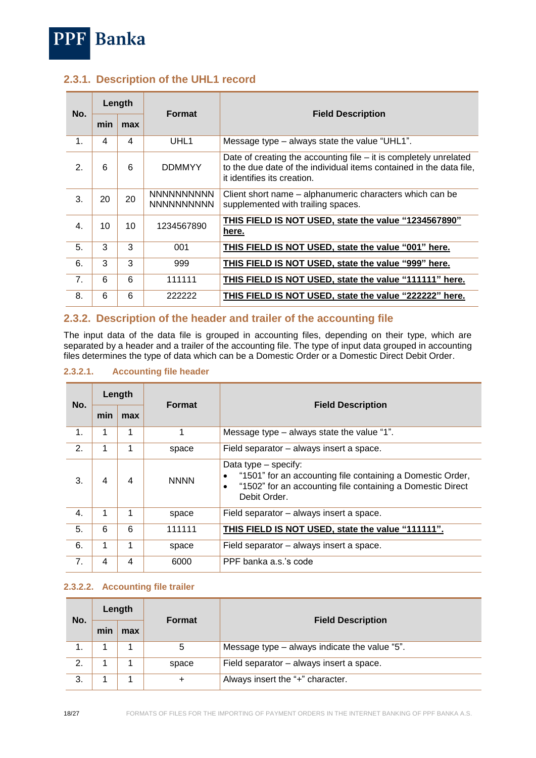### 2.3.1. Description of the UHL1 record

| No. | Length | | Format | Field Description |
|---|---|---|---|---|
| | min | max | | |
| 1. | 4 | 4 | UHL1 | Message type – always state the value "UHL1". |
| 2. | 6 | 6 | DDMMYY | Date of creating the accounting file – it is completely unrelated to the due date of the individual items contained in the data file, it identifies its creation. |
| 3. | 20 | 20 | NNNNNNNNNN NNNNNNNNNN | Client short name – alphanumeric characters which can be supplemented with trailing spaces. |
| 4. | 10 | 10 | 1234567890 | **THIS FIELD IS NOT USED, state the value "1234567890" here.** |
| 5. | 3 | 3 | 001 | **THIS FIELD IS NOT USED, state the value "001" here.** |
| 6. | 3 | 3 | 999 | **THIS FIELD IS NOT USED, state the value "999" here.** |
| 7. | 6 | 6 | 111111 | **THIS FIELD IS NOT USED, state the value "111111" here.** |
| 8. | 6 | 6 | 222222 | **THIS FIELD IS NOT USED, state the value "222222" here.** |

### 2.3.2. Description of the header and trailer of the accounting file

The input data of the data file is grouped in accounting files, depending on their type, which are separated by a header and a trailer of the accounting file. The type of input data grouped in accounting files determines the type of data which can be a Domestic Order or a Domestic Direct Debit Order.

#### 2.3.2.1. Accounting file header

| No. | Length | | Format | Field Description |
|---|---|---|---|---|
| | min | max | | |
| 1. | 1 | 1 | 1 | Message type – always state the value "1". |
| 2. | 1 | 1 | space | Field separator – always insert a space. |
| 3. | 4 | 4 | NNNN | Data type – specify:<br>• "1501" for an accounting file containing a Domestic Order,<br>• "1502" for an accounting file containing a Domestic Direct Debit Order. |
| 4. | 1 | 1 | space | Field separator – always insert a space. |
| 5. | 6 | 6 | 111111 | **THIS FIELD IS NOT USED, state the value "111111".** |
| 6. | 1 | 1 | space | Field separator – always insert a space. |
| 7. | 4 | 4 | 6000 | PPF banka a.s.'s code |

#### 2.3.2.2. Accounting file trailer

| No. | Length | | Format | Field Description |
|---|---|---|---|---|
| | min | max | | |
| 1. | 1 | 1 | 5 | Message type – always indicate the value "5". |
| 2. | 1 | 1 | space | Field separator – always insert a space. |
| 3. | 1 | 1 | + | Always insert the "+" character. |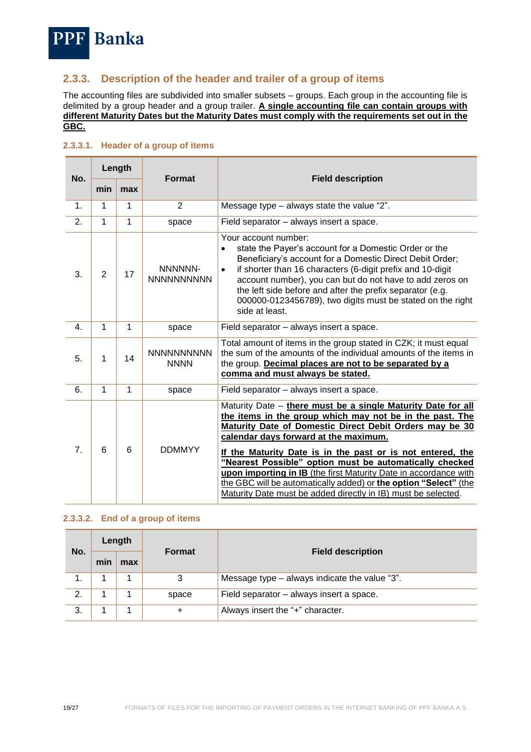### 2.3.3. Description of the header and trailer of a group of items

The accounting files are subdivided into smaller subsets – groups. Each group in the accounting file is delimited by a group header and a group trailer. **A single accounting file can contain groups with different Maturity Dates but the Maturity Dates must comply with the requirements set out in the GBC.**

#### 2.3.3.1. Header of a group of items

| No. | Length | | Format | Field description |
|---|---|---|---|---|
| | min | max | | |
| 1. | 1 | 1 | 2 | Message type – always state the value "2". |
| 2. | 1 | 1 | space | Field separator – always insert a space. |
| 3. | 2 | 17 | NNNNNN-NNNNNNNNNN | Your account number:<br>• state the Payer's account for a Domestic Order or the Beneficiary's account for a Domestic Direct Debit Order;<br>• if shorter than 16 characters (6-digit prefix and 10-digit account number), you can but do not have to add zeros on the left side before and after the prefix separator (e.g. 000000-0123456789), two digits must be stated on the right side at least. |
| 4. | 1 | 1 | space | Field separator – always insert a space. |
| 5. | 1 | 14 | NNNNNNNNNNNNNN | Total amount of items in the group stated in CZK; it must equal the sum of the amounts of the individual amounts of the items in the group. **Decimal places are not to be separated by a comma and must always be stated.** |
| 6. | 1 | 1 | space | Field separator – always insert a space. |
| 7. | 6 | 6 | DDMMYY | Maturity Date – **there must be a single Maturity Date for all the items in the group which may not be in the past. The Maturity Date of Domestic Direct Debit Orders may be 30 calendar days forward at the maximum.**<br><br>**If the Maturity Date is in the past or is not entered, the "Nearest Possible" option must be automatically checked upon importing in IB** (the first Maturity Date in accordance with the GBC will be automatically added) or **the option "Select"** (the Maturity Date must be added directly in IB) must be selected. |

#### 2.3.3.2. End of a group of items

| No. | Length | | Format | Field description |
|---|---|---|---|---|
| | min | max | | |
| 1. | 1 | 1 | 3 | Message type – always indicate the value "3". |
| 2. | 1 | 1 | space | Field separator – always insert a space. |
| 3. | 1 | 1 | + | Always insert the "+" character. |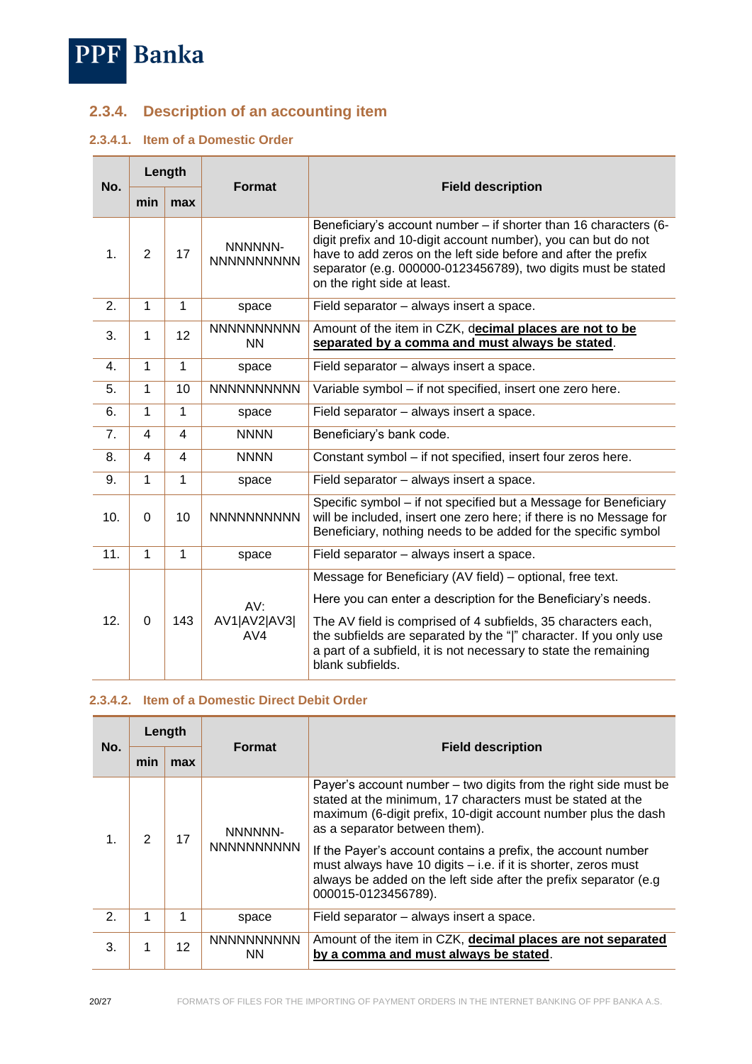## 2.3.4. Description of an accounting item

### 2.3.4.1. Item of a Domestic Order

| No. | Length | | Format | Field description |
|---|---|---|---|---|
| | min | max | | |
| 1. | 2 | 17 | NNNNNN-NNNNNNNNNN | Beneficiary's account number – if shorter than 16 characters (6-digit prefix and 10-digit account number), you can but do not have to add zeros on the left side before and after the prefix separator (e.g. 000000-0123456789), two digits must be stated on the right side at least. |
| 2. | 1 | 1 | space | Field separator – always insert a space. |
| 3. | 1 | 12 | NNNNNNNNNNNN | Amount of the item in CZK, **decimal places are not to be separated by a comma and must always be stated**. |
| 4. | 1 | 1 | space | Field separator – always insert a space. |
| 5. | 1 | 10 | NNNNNNNNNN | Variable symbol – if not specified, insert one zero here. |
| 6. | 1 | 1 | space | Field separator – always insert a space. |
| 7. | 4 | 4 | NNNN | Beneficiary's bank code. |
| 8. | 4 | 4 | NNNN | Constant symbol – if not specified, insert four zeros here. |
| 9. | 1 | 1 | space | Field separator – always insert a space. |
| 10. | 0 | 10 | NNNNNNNNNN | Specific symbol – if not specified but a Message for Beneficiary will be included, insert one zero here; if there is no Message for Beneficiary, nothing needs to be added for the specific symbol |
| 11. | 1 | 1 | space | Field separator – always insert a space. |
| 12. | 0 | 143 | AV: AV1\|AV2\|AV3\|AV4 | Message for Beneficiary (AV field) – optional, free text. Here you can enter a description for the Beneficiary's needs. The AV field is comprised of 4 subfields, 35 characters each, the subfields are separated by the "\|" character. If you only use a part of a subfield, it is not necessary to state the remaining blank subfields. |

### 2.3.4.2. Item of a Domestic Direct Debit Order

| No. | Length | | Format | Field description |
|---|---|---|---|---|
| | min | max | | |
| 1. | 2 | 17 | NNNNNN-NNNNNNNNNN | Payer's account number – two digits from the right side must be stated at the minimum, 17 characters must be stated at the maximum (6-digit prefix, 10-digit account number plus the dash as a separator between them). If the Payer's account contains a prefix, the account number must always have 10 digits – i.e. if it is shorter, zeros must always be added on the left side after the prefix separator (e.g 000015-0123456789). |
| 2. | 1 | 1 | space | Field separator – always insert a space. |
| 3. | 1 | 12 | NNNNNNNNNNNN | Amount of the item in CZK, **decimal places are not separated by a comma and must always be stated**. |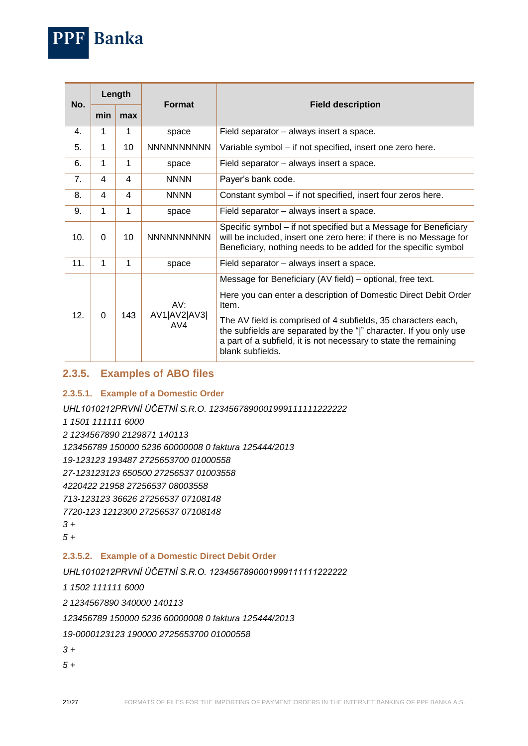| No. | Length | | Format | Field description |
|---|---|---|---|---|
| | min | max | | |
| 4. | 1 | 1 | space | Field separator – always insert a space. |
| 5. | 1 | 10 | NNNNNNNNNN | Variable symbol – if not specified, insert one zero here. |
| 6. | 1 | 1 | space | Field separator – always insert a space. |
| 7. | 4 | 4 | NNNN | Payer's bank code. |
| 8. | 4 | 4 | NNNN | Constant symbol – if not specified, insert four zeros here. |
| 9. | 1 | 1 | space | Field separator – always insert a space. |
| 10. | 0 | 10 | NNNNNNNNNN | Specific symbol – if not specified but a Message for Beneficiary will be included, insert one zero here; if there is no Message for Beneficiary, nothing needs to be added for the specific symbol |
| 11. | 1 | 1 | space | Field separator – always insert a space. |
| 12. | 0 | 143 | AV: AV1\|AV2\|AV3\|AV4 | Message for Beneficiary (AV field) – optional, free text. Here you can enter a description of Domestic Direct Debit Order Item. The AV field is comprised of 4 subfields, 35 characters each, the subfields are separated by the "\|" character. If you only use a part of a subfield, it is not necessary to state the remaining blank subfields. |

## 2.3.5. Examples of ABO files

### 2.3.5.1. Example of a Domestic Order

*UHL1010212PRVNÍ ÚČETNÍ S.R.O. 1234567890001999111111222222*
*1 1501 111111 6000*
*2 1234567890 2129871 140113*
*123456789 150000 5236 60000008 0 faktura 125444/2013*
*19-123123 193487 2725653700 01000558*
*27-123123123 650500 27256537 01003558*
*4220422 21958 27256537 08003558*
*713-123123 36626 27256537 07108148*
*7720-123 1212300 27256537 07108148*
*3 +*
*5 +*

### 2.3.5.2. Example of a Domestic Direct Debit Order

*UHL1010212PRVNÍ ÚČETNÍ S.R.O. 1234567890001999111111222222*

*1 1502 111111 6000*

*2 1234567890 340000 140113*

*123456789 150000 5236 60000008 0 faktura 125444/2013*

*19-0000123123 190000 2725653700 01000558*

*3 +*

*5 +*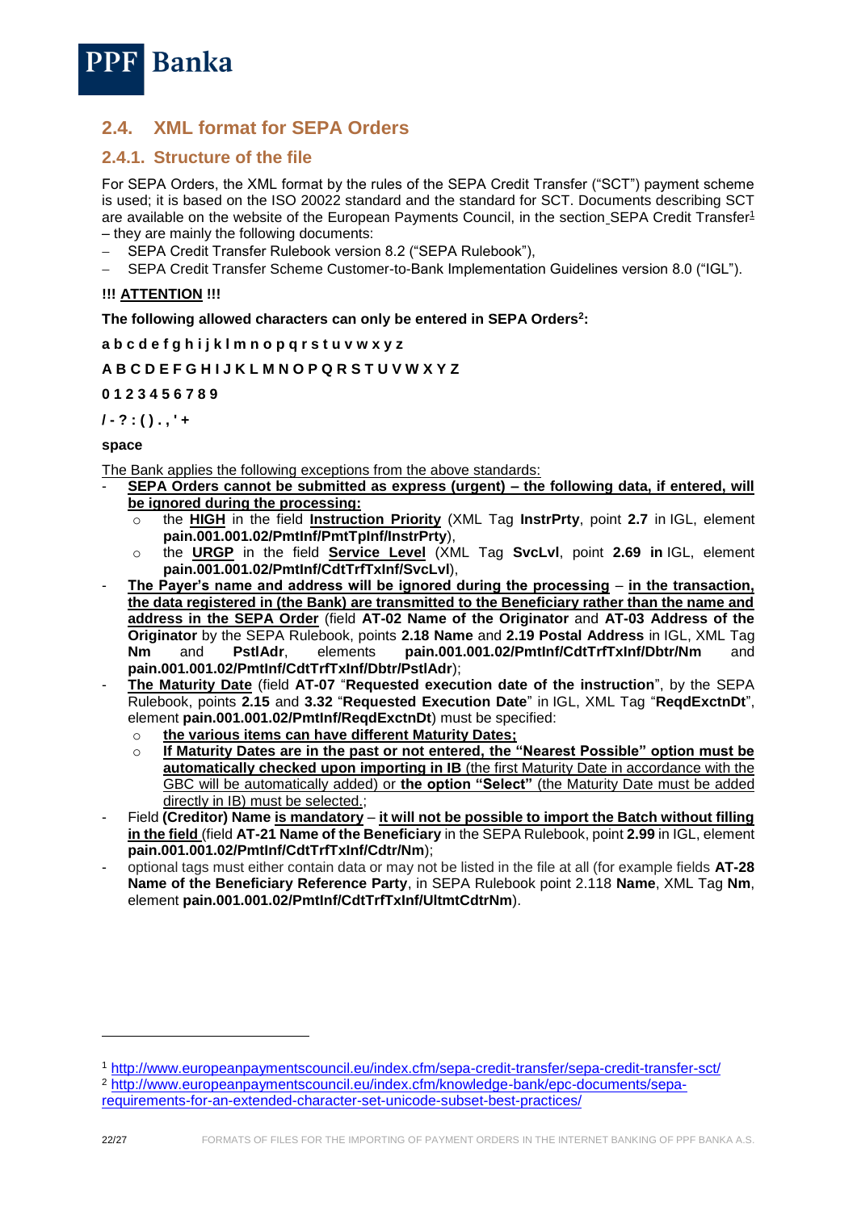## 2.4. XML format for SEPA Orders

### 2.4.1. Structure of the file

For SEPA Orders, the XML format by the rules of the SEPA Credit Transfer ("SCT") payment scheme is used; it is based on the ISO 20022 standard and the standard for SCT. Documents describing SCT are available on the website of the European Payments Council, in the section SEPA Credit Transfer[1] – they are mainly the following documents:

- SEPA Credit Transfer Rulebook version 8.2 ("SEPA Rulebook"),
- SEPA Credit Transfer Scheme Customer-to-Bank Implementation Guidelines version 8.0 ("IGL").

**!!! ATTENTION !!!**

**The following allowed characters can only be entered in SEPA Orders[2]:**

**a b c d e f g h i j k l m n o p q r s t u v w x y z**

**A B C D E F G H I J K L M N O P Q R S T U V W X Y Z**

**0 1 2 3 4 5 6 7 8 9**

**/ - ? : ( ) . , ' +**

**space**

The Bank applies the following exceptions from the above standards:

- **SEPA Orders cannot be submitted as express (urgent) – the following data, if entered, will be ignored during the processing:**
  - the **HIGH** in the field **Instruction Priority** (XML Tag **InstrPrty**, point **2.7** in IGL, element **pain.001.001.02/PmtInf/PmtTpInf/InstrPrty**),
  - the **URGP** in the field **Service Level** (XML Tag **SvcLvl**, point **2.69 in** IGL, element **pain.001.001.02/PmtInf/CdtTrfTxInf/SvcLvl**),
- **The Payer's name and address will be ignored during the processing** – **in the transaction, the data registered in (the Bank) are transmitted to the Beneficiary rather than the name and address in the SEPA Order** (field **AT-02 Name of the Originator** and **AT-03 Address of the Originator** by the SEPA Rulebook, points **2.18 Name** and **2.19 Postal Address** in IGL, XML Tag **Nm** and **PstlAdr**, elements **pain.001.001.02/PmtInf/CdtTrfTxInf/Dbtr/Nm** and **pain.001.001.02/PmtInf/CdtTrfTxInf/Dbtr/PstlAdr**);
- **The Maturity Date** (field **AT-07** "**Requested execution date of the instruction**", by the SEPA Rulebook, points **2.15** and **3.32** "**Requested Execution Date**" in IGL, XML Tag "**ReqdExctnDt**", element **pain.001.001.02/PmtInf/ReqdExctnDt**) must be specified:
  - **the various items can have different Maturity Dates;**
  - **If Maturity Dates are in the past or not entered, the "Nearest Possible" option must be automatically checked upon importing in IB** (the first Maturity Date in accordance with the GBC will be automatically added) or **the option "Select"** (the Maturity Date must be added directly in IB) must be selected.;
- Field **(Creditor) Name is mandatory** – **it will not be possible to import the Batch without filling in the field** (field **AT-21 Name of the Beneficiary** in the SEPA Rulebook, point **2.99** in IGL, element **pain.001.001.02/PmtInf/CdtTrfTxInf/Cdtr/Nm**);
- optional tags must either contain data or may not be listed in the file at all (for example fields **AT-28 Name of the Beneficiary Reference Party**, in SEPA Rulebook point 2.118 **Name**, XML Tag **Nm**, element **pain.001.001.02/PmtInf/CdtTrfTxInf/UltmtCdtrNm**).

---

[1] http://www.europeanpaymentscouncil.eu/index.cfm/sepa-credit-transfer/sepa-credit-transfer-sct/

[2] http://www.europeanpaymentscouncil.eu/index.cfm/knowledge-bank/epc-documents/sepa-requirements-for-an-extended-character-set-unicode-subset-best-practices/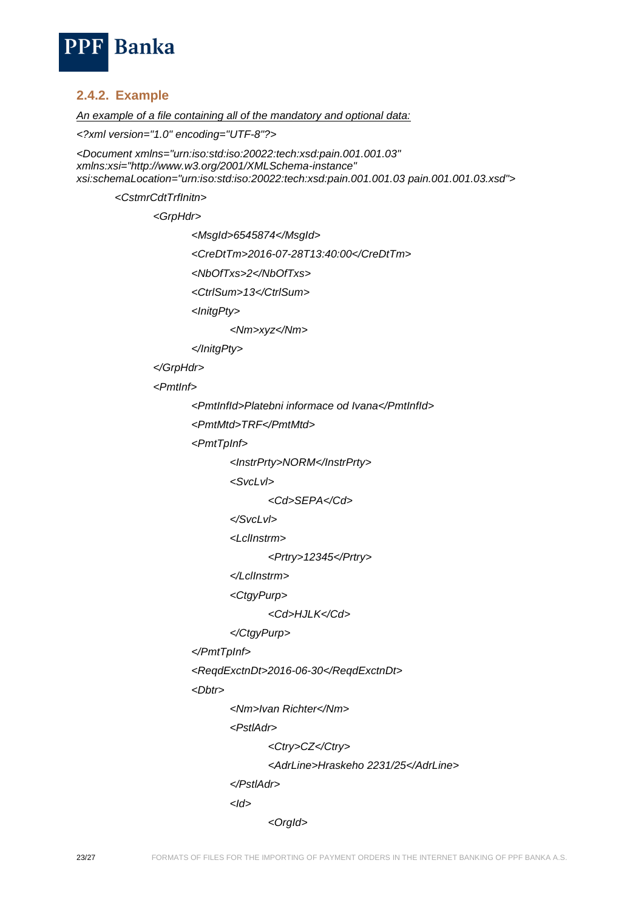### 2.4.2. Example

*An example of a file containing all of the mandatory and optional data:*

```
<?xml version="1.0" encoding="UTF-8"?>
<Document xmlns="urn:iso:std:iso:20022:tech:xsd:pain.001.001.03"
xmlns:xsi="http://www.w3.org/2001/XMLSchema-instance"
xsi:schemaLocation="urn:iso:std:iso:20022:tech:xsd:pain.001.001.03 pain.001.001.03.xsd">
    <CstmrCdtTrfInitn>
        <GrpHdr>
            <MsgId>6545874</MsgId>
            <CreDtTm>2016-07-28T13:40:00</CreDtTm>
            <NbOfTxs>2</NbOfTxs>
            <CtrlSum>13</CtrlSum>
            <InitgPty>
                <Nm>xyz</Nm>
            </InitgPty>
        </GrpHdr>
        <PmtInf>
            <PmtInfId>Platebni informace od Ivana</PmtInfId>
            <PmtMtd>TRF</PmtMtd>
            <PmtTpInf>
                <InstrPrty>NORM</InstrPrty>
                <SvcLvl>
                    <Cd>SEPA</Cd>
                </SvcLvl>
                <LclInstrm>
                    <Prtry>12345</Prtry>
                </LclInstrm>
                <CtgyPurp>
                    <Cd>HJLK</Cd>
                </CtgyPurp>
            </PmtTpInf>
            <ReqdExctnDt>2016-06-30</ReqdExctnDt>
            <Dbtr>
                <Nm>Ivan Richter</Nm>
                <PstlAdr>
                    <Ctry>CZ</Ctry>
                    <AdrLine>Hraskeho 2231/25</AdrLine>
                </PstlAdr>
                <Id>
                    <OrgId>
```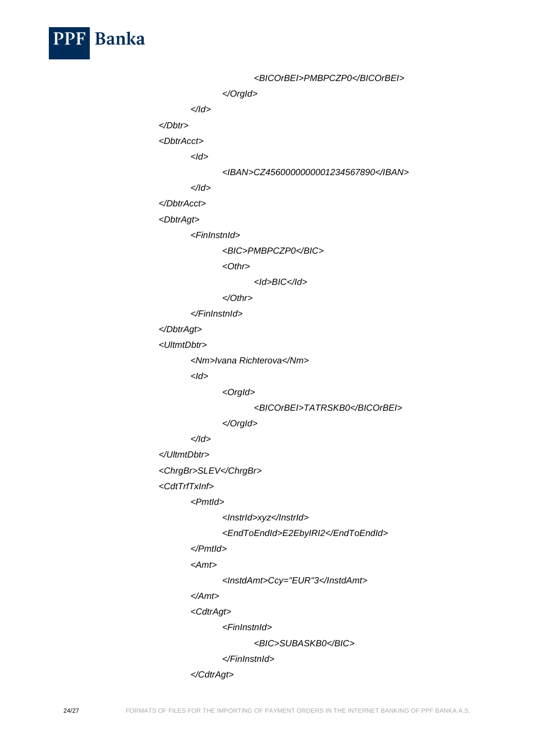```
                <BICOrBEI>PMBPCZP0</BICOrBEI>
            </OrgId>
        </Id>
    </Dbtr>
    <DbtrAcct>
        <Id>
            <IBAN>CZ4560000000001234567890</IBAN>
        </Id>
    </DbtrAcct>
    <DbtrAgt>
        <FinInstnId>
            <BIC>PMBPCZP0</BIC>
            <Othr>
                <Id>BIC</Id>
            </Othr>
        </FinInstnId>
    </DbtrAgt>
    <UltmtDbtr>
        <Nm>Ivana Richterova</Nm>
        <Id>
            <OrgId>
                <BICOrBEI>TATRSKB0</BICOrBEI>
            </OrgId>
        </Id>
    </UltmtDbtr>
    <ChrgBr>SLEV</ChrgBr>
    <CdtTrfTxInf>
        <PmtId>
            <InstrId>xyz</InstrId>
            <EndToEndId>E2EbyIRI2</EndToEndId>
        </PmtId>
        <Amt>
            <InstdAmt>Ccy="EUR"3</InstdAmt>
        </Amt>
        <CdtrAgt>
            <FinInstnId>
                <BIC>SUBASKB0</BIC>
            </FinInstnId>
        </CdtrAgt>
```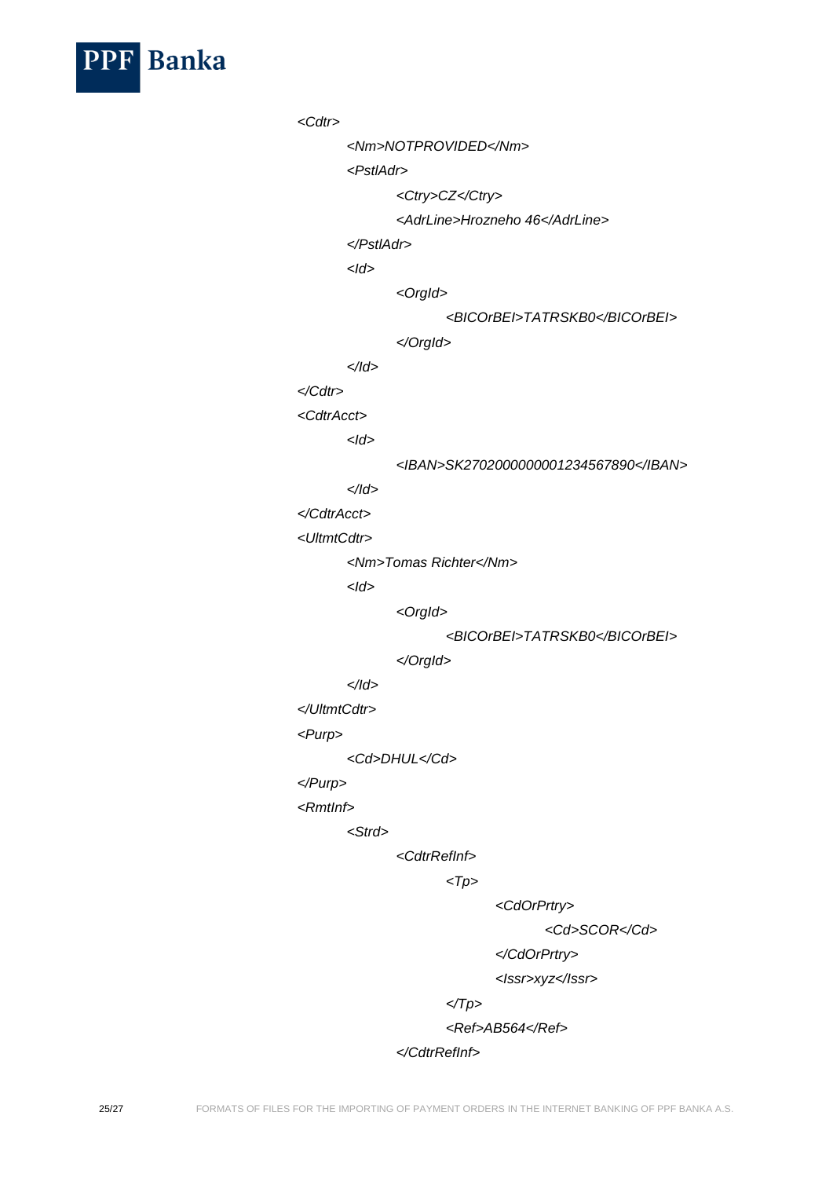```
<Cdtr>
	<Nm>NOTPROVIDED</Nm>
	<PstlAdr>
		<Ctry>CZ</Ctry>
		<AdrLine>Hrozneho 46</AdrLine>
	</PstlAdr>
	<Id>
		<OrgId>
			<BICOrBEI>TATRSKB0</BICOrBEI>
		</OrgId>
	</Id>
</Cdtr>
<CdtrAcct>
	<Id>
		<IBAN>SK2702000000001234567890</IBAN>
	</Id>
</CdtrAcct>
<UltmtCdtr>
	<Nm>Tomas Richter</Nm>
	<Id>
		<OrgId>
			<BICOrBEI>TATRSKB0</BICOrBEI>
		</OrgId>
	</Id>
</UltmtCdtr>
<Purp>
	<Cd>DHUL</Cd>
</Purp>
<RmtInf>
	<Strd>
		<CdtrRefInf>
			<Tp>
				<CdOrPrtry>
					<Cd>SCOR</Cd>
				</CdOrPrtry>
				<Issr>xyz</Issr>
			</Tp>
			<Ref>AB564</Ref>
		</CdtrRefInf>
```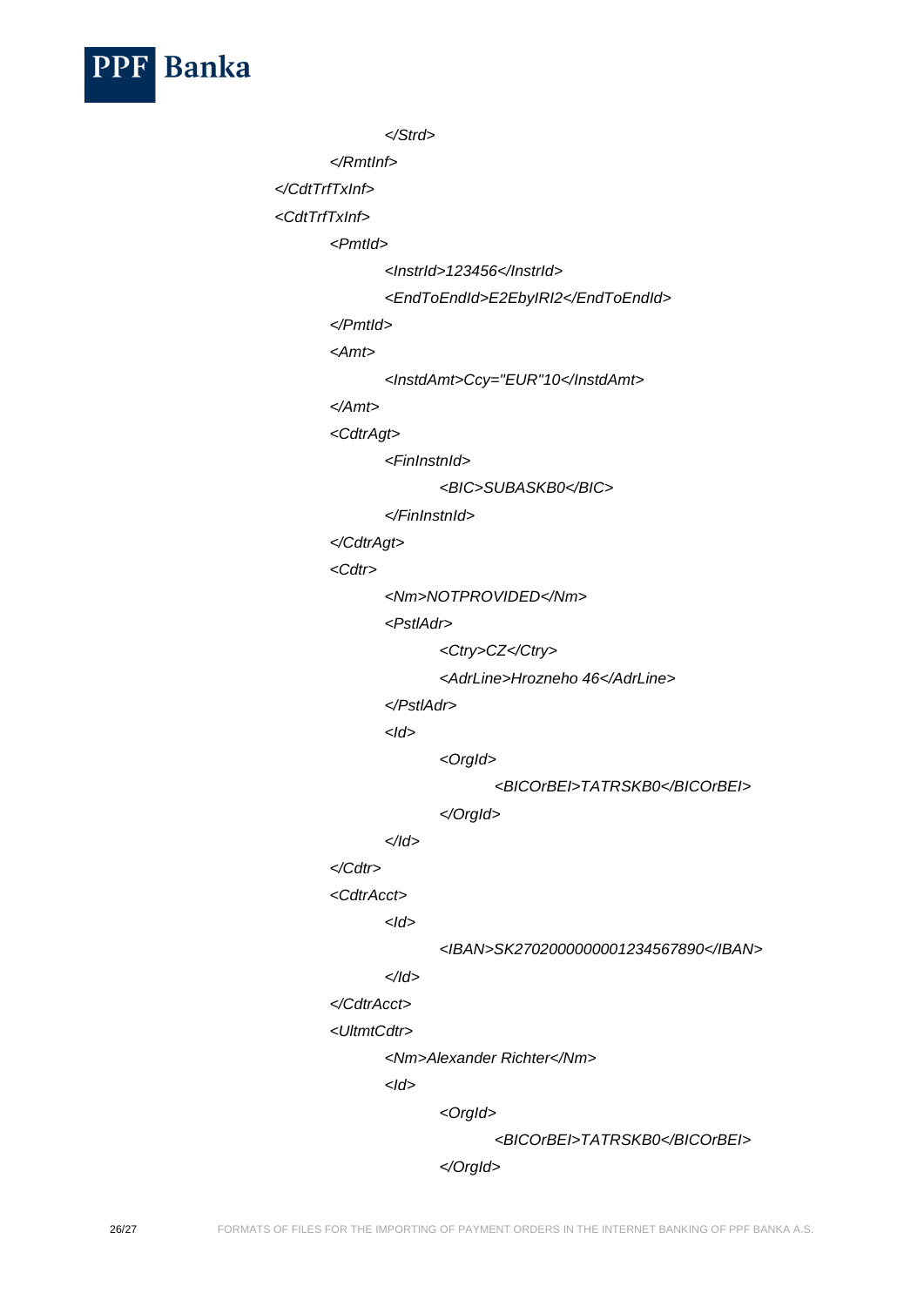```
                </Strd>
            </RmtInf>
        </CdtTrfTxInf>
        <CdtTrfTxInf>
            <PmtId>
                <InstrId>123456</InstrId>
                <EndToEndId>E2EbyIRI2</EndToEndId>
            </PmtId>
            <Amt>
                <InstdAmt>Ccy="EUR"10</InstdAmt>
            </Amt>
            <CdtrAgt>
                <FinInstnId>
                    <BIC>SUBASKB0</BIC>
                </FinInstnId>
            </CdtrAgt>
            <Cdtr>
                <Nm>NOTPROVIDED</Nm>
                <PstlAdr>
                    <Ctry>CZ</Ctry>
                    <AdrLine>Hrozneho 46</AdrLine>
                </PstlAdr>
                <Id>
                    <OrgId>
                        <BICOrBEI>TATRSKB0</BICOrBEI>
                    </OrgId>
                </Id>
            </Cdtr>
            <CdtrAcct>
                <Id>
                    <IBAN>SK2702000000001234567890</IBAN>
                </Id>
            </CdtrAcct>
            <UltmtCdtr>
                <Nm>Alexander Richter</Nm>
                <Id>
                    <OrgId>
                        <BICOrBEI>TATRSKB0</BICOrBEI>
                    </OrgId>
```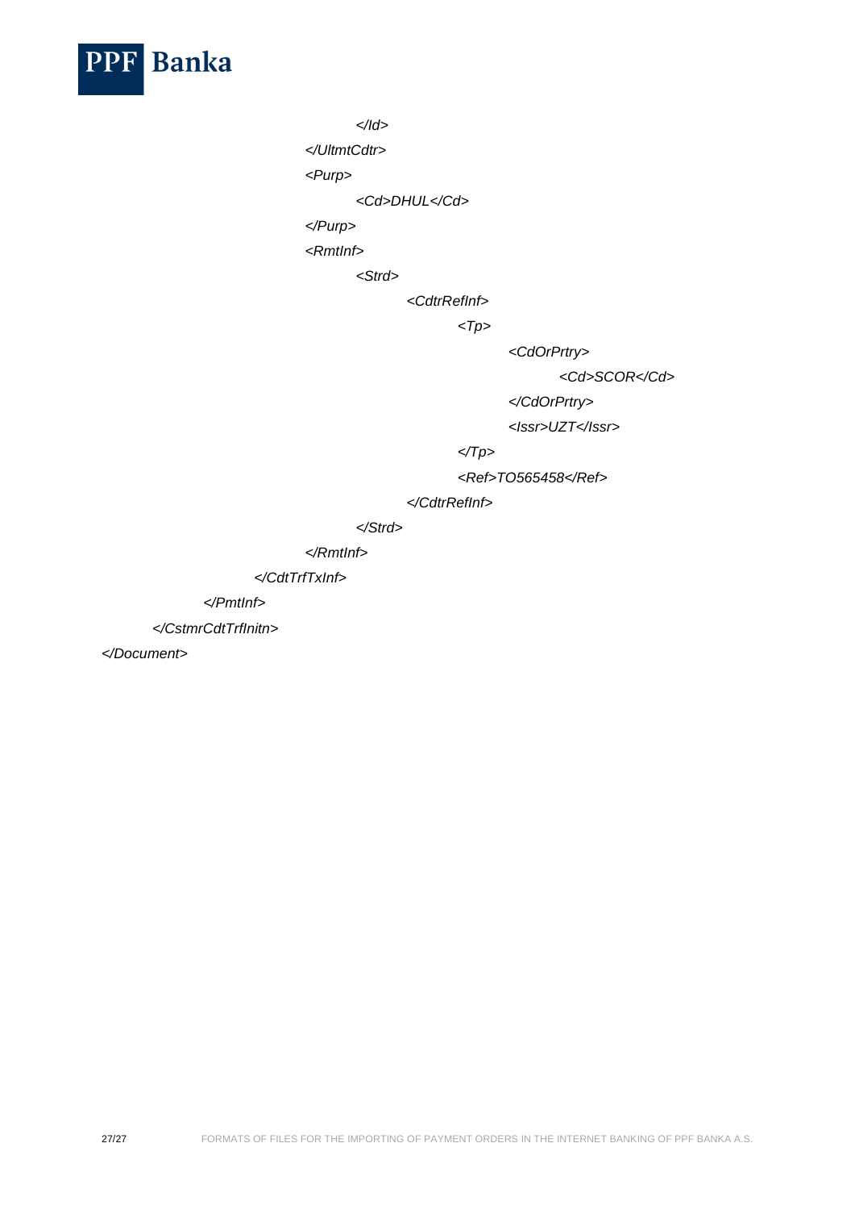```
                    </Id>
                </UltmtCdtr>
                <Purp>
                    <Cd>DHUL</Cd>
                </Purp>
                <RmtInf>
                    <Strd>
                        <CdtrRefInf>
                            <Tp>
                                <CdOrPrtry>
                                    <Cd>SCOR</Cd>
                                </CdOrPrtry>
                                <Issr>UZT</Issr>
                            </Tp>
                            <Ref>TO565458</Ref>
                        </CdtrRefInf>
                    </Strd>
                </RmtInf>
            </CdtTrfTxInf>
        </PmtInf>
    </CstmrCdtTrfInitn>
</Document>
```